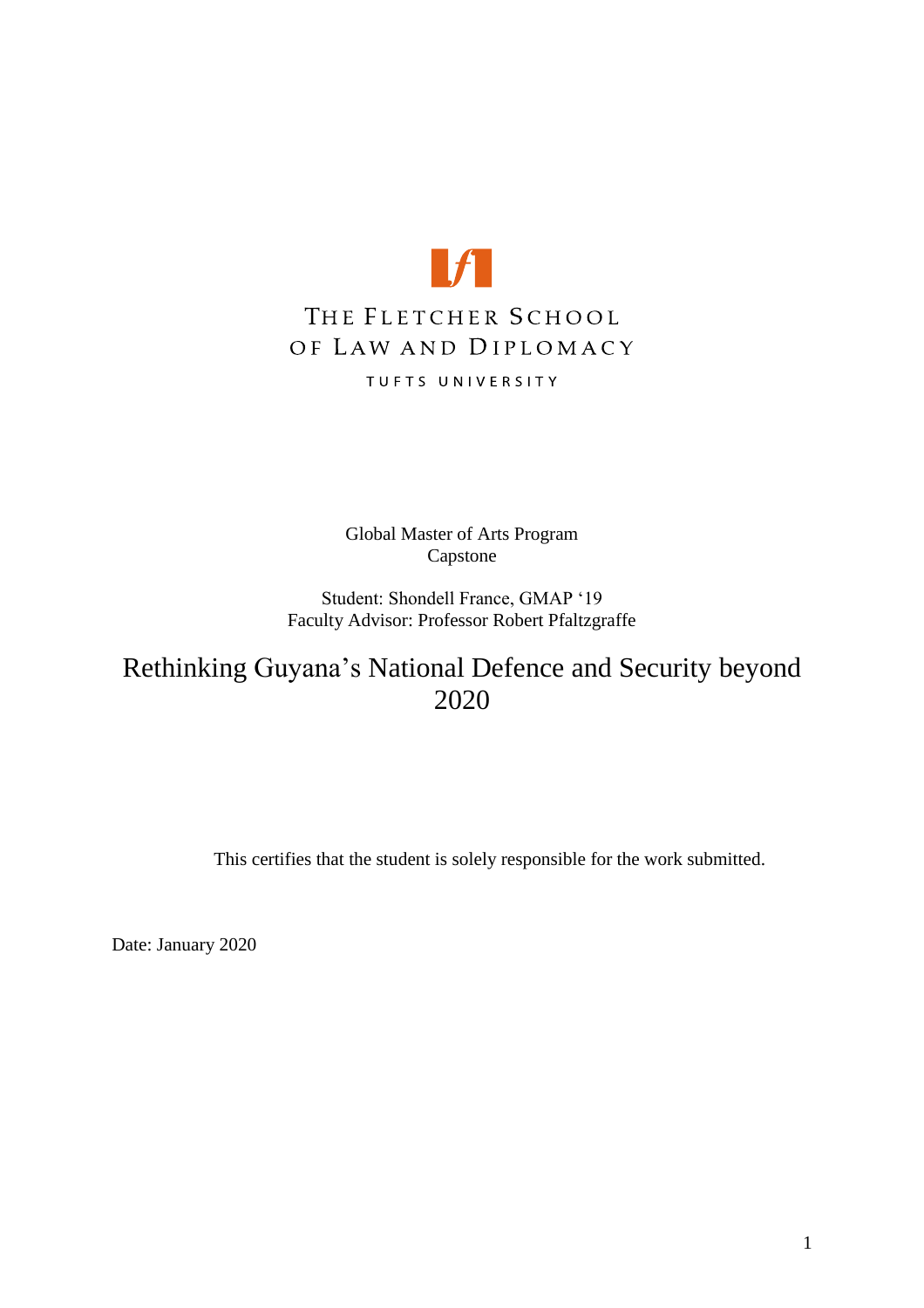THE FLETCHER SCHOOL
OF LAW AND DIPLOMACY

TUFTS UNIVERSITY

Global Master of Arts Program
Capstone

Student: Shondell France, GMAP '19
Faculty Advisor: Professor Robert Pfaltzgraffe

# Rethinking Guyana's National Defence and Security beyond 2020

This certifies that the student is solely responsible for the work submitted.

Date: January 2020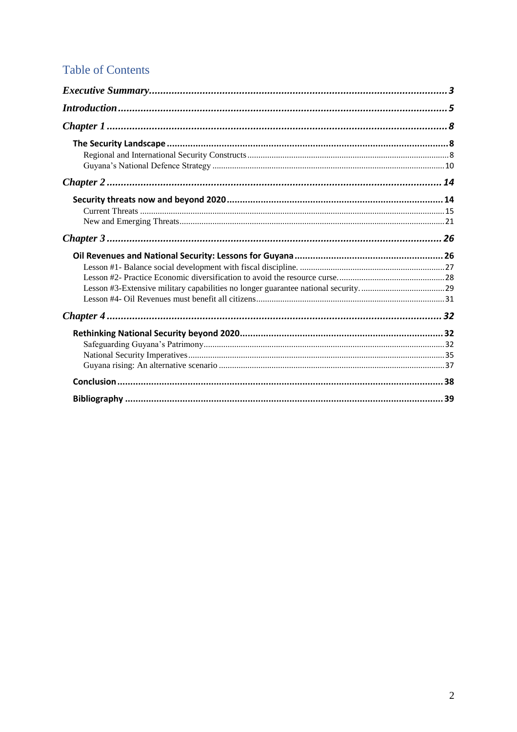# Table of Contents

***Executive Summary*** ......................................................................................................... ***3***

***Introduction*** ..................................................................................................................... ***5***

***Chapter 1*** ........................................................................................................................ ***8***

**The Security Landscape** .................................................................................................... **8**

Regional and International Security Constructs ........................................................................ 8

Guyana's National Defence Strategy ......................................................................................... 10

***Chapter 2*** ...................................................................................................................... ***14***

**Security threats now and beyond 2020** ................................................................................ **14**

Current Threats ......................................................................................................................... 15

New and Emerging Threats ....................................................................................................... 21

***Chapter 3*** ...................................................................................................................... ***26***

**Oil Revenues and National Security: Lessons for Guyana** .................................................. **26**

Lesson #1- Balance social development with fiscal discipline. ................................................ 27

Lesson #2- Practice Economic diversification to avoid the resource curse. ............................. 28

Lesson #3-Extensive military capabilities no longer guarantee national security. ..................... 29

Lesson #4- Oil Revenues must benefit all citizens ..................................................................... 31

***Chapter 4*** ...................................................................................................................... ***32***

**Rethinking National Security beyond 2020** ........................................................................... **32**

Safeguarding Guyana's Patrimony ............................................................................................ 32

National Security Imperatives ................................................................................................... 35

Guyana rising: An alternative scenario ..................................................................................... 37

**Conclusion** ........................................................................................................................... **38**

**Bibliography** ........................................................................................................................ **39**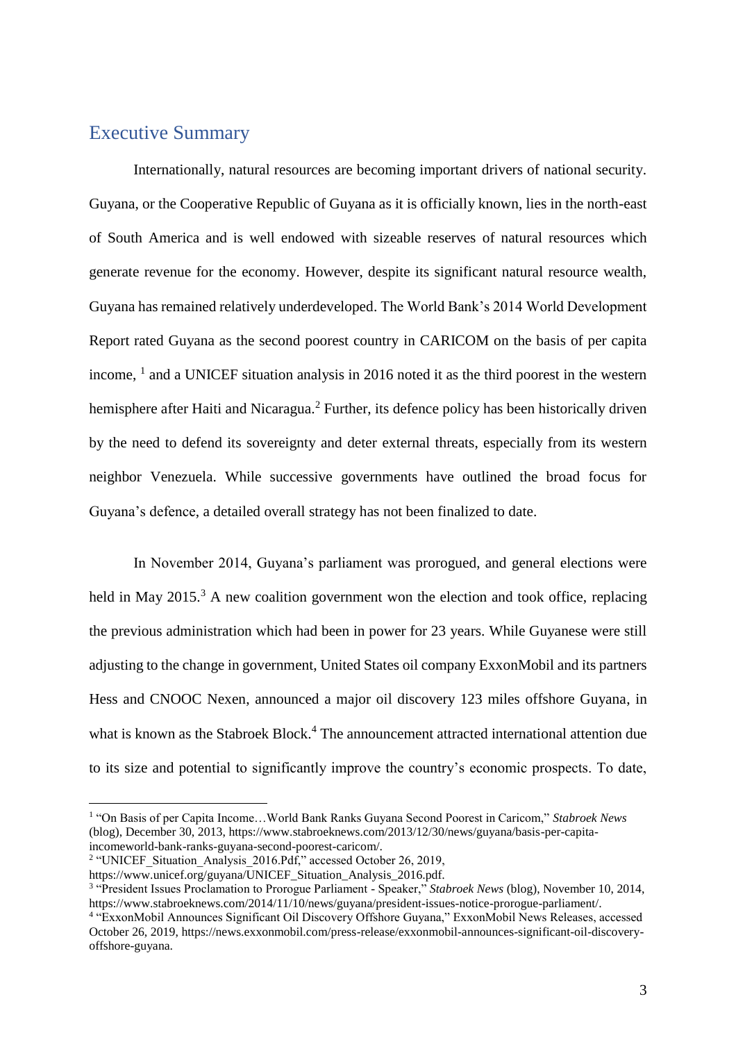## Executive Summary

Internationally, natural resources are becoming important drivers of national security. Guyana, or the Cooperative Republic of Guyana as it is officially known, lies in the north-east of South America and is well endowed with sizeable reserves of natural resources which generate revenue for the economy. However, despite its significant natural resource wealth, Guyana has remained relatively underdeveloped. The World Bank's 2014 World Development Report rated Guyana as the second poorest country in CARICOM on the basis of per capita income, [1] and a UNICEF situation analysis in 2016 noted it as the third poorest in the western hemisphere after Haiti and Nicaragua.[2] Further, its defence policy has been historically driven by the need to defend its sovereignty and deter external threats, especially from its western neighbor Venezuela. While successive governments have outlined the broad focus for Guyana's defence, a detailed overall strategy has not been finalized to date.

In November 2014, Guyana's parliament was prorogued, and general elections were held in May 2015.[3] A new coalition government won the election and took office, replacing the previous administration which had been in power for 23 years. While Guyanese were still adjusting to the change in government, United States oil company ExxonMobil and its partners Hess and CNOOC Nexen, announced a major oil discovery 123 miles offshore Guyana, in what is known as the Stabroek Block.[4] The announcement attracted international attention due to its size and potential to significantly improve the country's economic prospects. To date,

---

[1] "On Basis of per Capita Income…World Bank Ranks Guyana Second Poorest in Caricom," *Stabroek News* (blog), December 30, 2013, https://www.stabroeknews.com/2013/12/30/news/guyana/basis-per-capita-incomeworld-bank-ranks-guyana-second-poorest-caricom/.

[2] "UNICEF_Situation_Analysis_2016.Pdf," accessed October 26, 2019, https://www.unicef.org/guyana/UNICEF_Situation_Analysis_2016.pdf.

[3] "President Issues Proclamation to Prorogue Parliament - Speaker," *Stabroek News* (blog), November 10, 2014, https://www.stabroeknews.com/2014/11/10/news/guyana/president-issues-notice-prorogue-parliament/.

[4] "ExxonMobil Announces Significant Oil Discovery Offshore Guyana," ExxonMobil News Releases, accessed October 26, 2019, https://news.exxonmobil.com/press-release/exxonmobil-announces-significant-oil-discovery-offshore-guyana.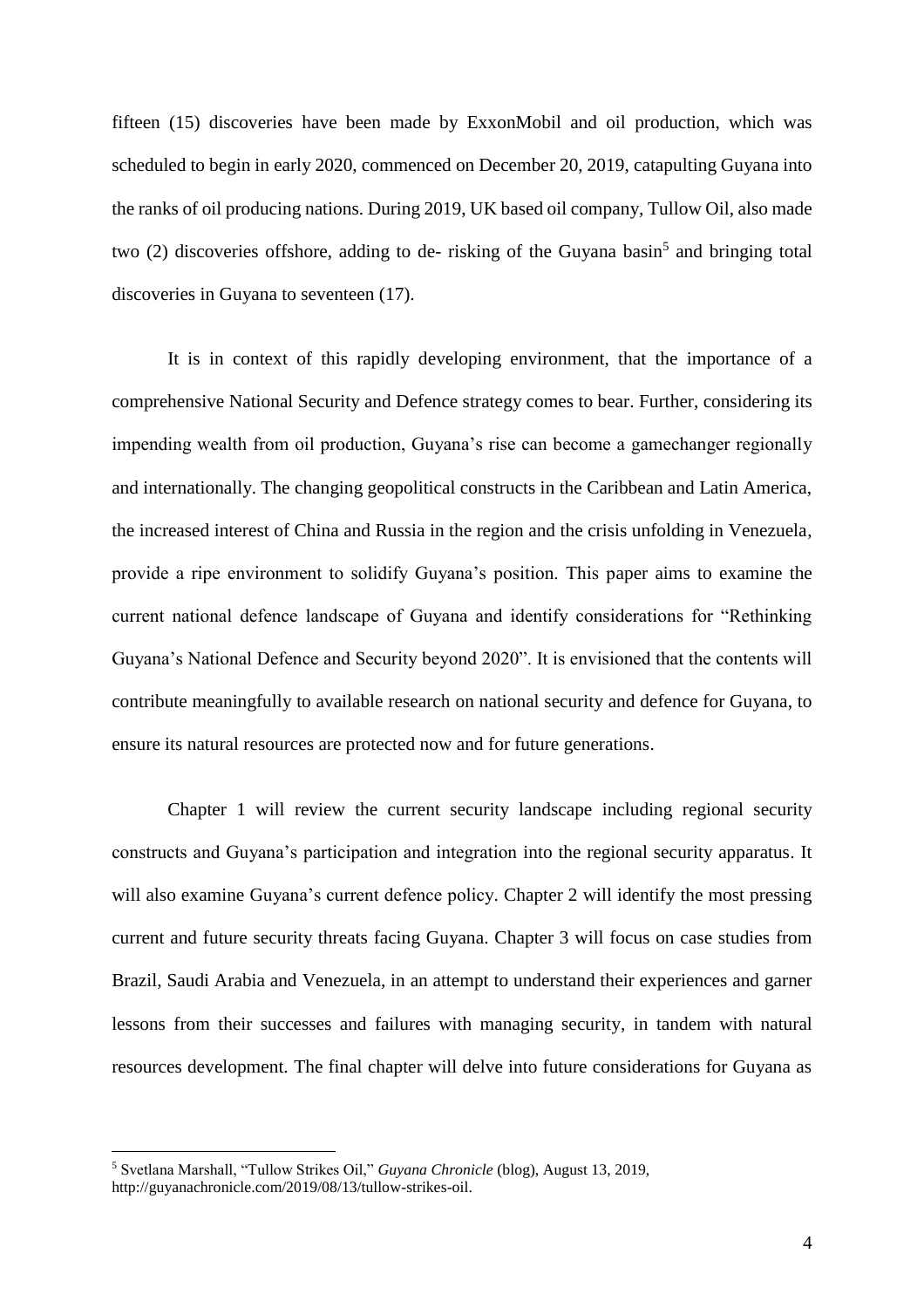fifteen (15) discoveries have been made by ExxonMobil and oil production, which was scheduled to begin in early 2020, commenced on December 20, 2019, catapulting Guyana into the ranks of oil producing nations. During 2019, UK based oil company, Tullow Oil, also made two (2) discoveries offshore, adding to de- risking of the Guyana basin[5] and bringing total discoveries in Guyana to seventeen (17).

It is in context of this rapidly developing environment, that the importance of a comprehensive National Security and Defence strategy comes to bear. Further, considering its impending wealth from oil production, Guyana's rise can become a gamechanger regionally and internationally. The changing geopolitical constructs in the Caribbean and Latin America, the increased interest of China and Russia in the region and the crisis unfolding in Venezuela, provide a ripe environment to solidify Guyana's position. This paper aims to examine the current national defence landscape of Guyana and identify considerations for "Rethinking Guyana's National Defence and Security beyond 2020". It is envisioned that the contents will contribute meaningfully to available research on national security and defence for Guyana, to ensure its natural resources are protected now and for future generations.

Chapter 1 will review the current security landscape including regional security constructs and Guyana's participation and integration into the regional security apparatus. It will also examine Guyana's current defence policy. Chapter 2 will identify the most pressing current and future security threats facing Guyana. Chapter 3 will focus on case studies from Brazil, Saudi Arabia and Venezuela, in an attempt to understand their experiences and garner lessons from their successes and failures with managing security, in tandem with natural resources development. The final chapter will delve into future considerations for Guyana as

[5] Svetlana Marshall, "Tullow Strikes Oil," *Guyana Chronicle* (blog), August 13, 2019, http://guyanachronicle.com/2019/08/13/tullow-strikes-oil.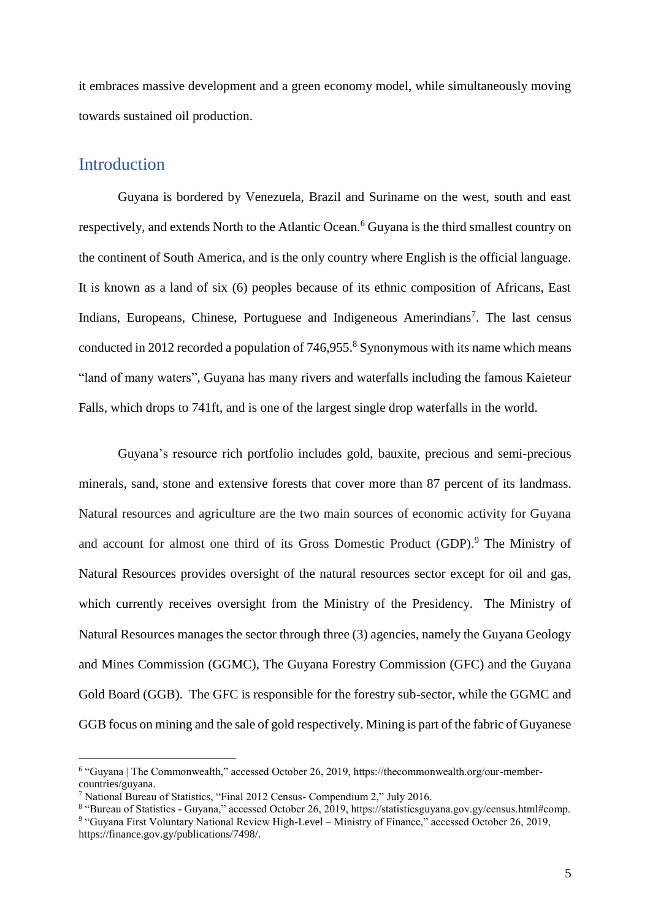it embraces massive development and a green economy model, while simultaneously moving towards sustained oil production.

## Introduction

Guyana is bordered by Venezuela, Brazil and Suriname on the west, south and east respectively, and extends North to the Atlantic Ocean.[6] Guyana is the third smallest country on the continent of South America, and is the only country where English is the official language. It is known as a land of six (6) peoples because of its ethnic composition of Africans, East Indians, Europeans, Chinese, Portuguese and Indigeneous Amerindians[7]. The last census conducted in 2012 recorded a population of 746,955.[8] Synonymous with its name which means "land of many waters", Guyana has many rivers and waterfalls including the famous Kaieteur Falls, which drops to 741ft, and is one of the largest single drop waterfalls in the world.

Guyana's resource rich portfolio includes gold, bauxite, precious and semi-precious minerals, sand, stone and extensive forests that cover more than 87 percent of its landmass. Natural resources and agriculture are the two main sources of economic activity for Guyana and account for almost one third of its Gross Domestic Product (GDP).[9] The Ministry of Natural Resources provides oversight of the natural resources sector except for oil and gas, which currently receives oversight from the Ministry of the Presidency. The Ministry of Natural Resources manages the sector through three (3) agencies, namely the Guyana Geology and Mines Commission (GGMC), The Guyana Forestry Commission (GFC) and the Guyana Gold Board (GGB). The GFC is responsible for the forestry sub-sector, while the GGMC and GGB focus on mining and the sale of gold respectively. Mining is part of the fabric of Guyanese

---

[6] "Guyana | The Commonwealth," accessed October 26, 2019, https://thecommonwealth.org/our-member-countries/guyana.

[7] National Bureau of Statistics, "Final 2012 Census- Compendium 2," July 2016.

[8] "Bureau of Statistics - Guyana," accessed October 26, 2019, https://statisticsguyana.gov.gy/census.html#comp.

[9] "Guyana First Voluntary National Review High-Level – Ministry of Finance," accessed October 26, 2019, https://finance.gov.gy/publications/7498/.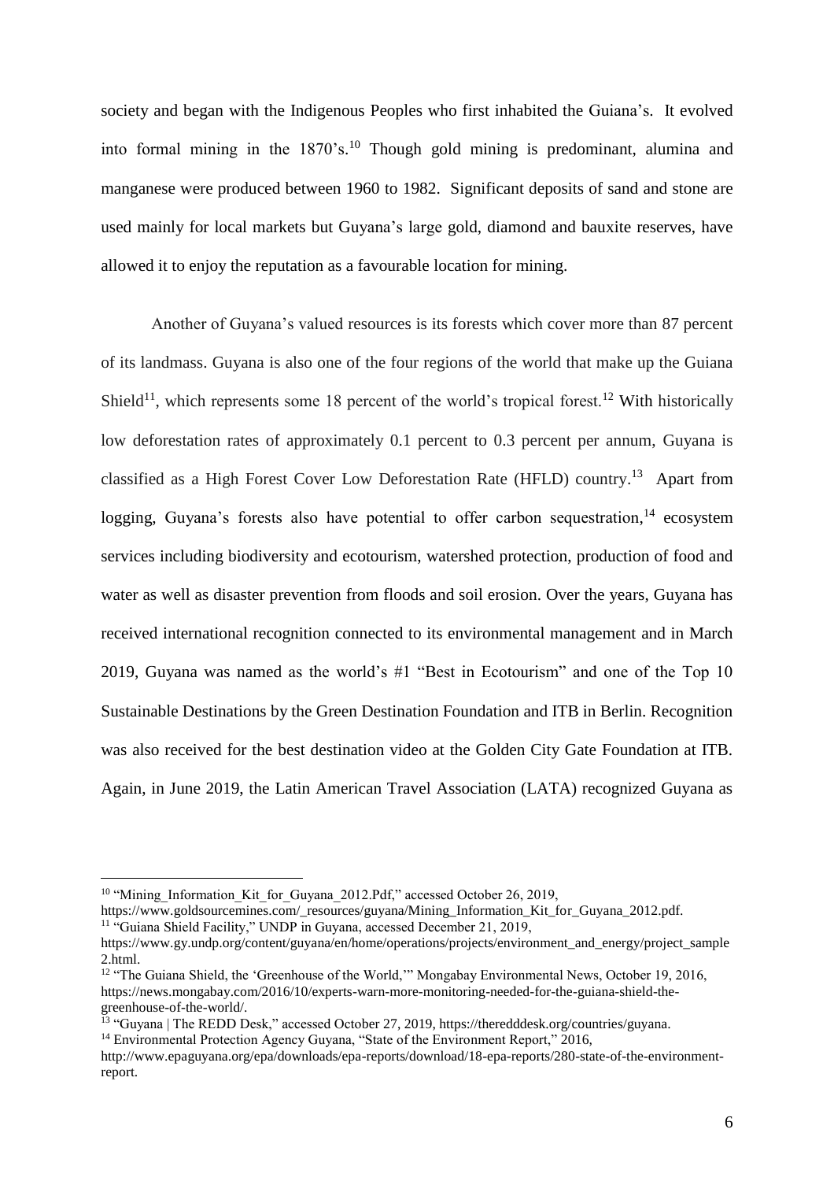society and began with the Indigenous Peoples who first inhabited the Guiana's. It evolved into formal mining in the 1870's.[10] Though gold mining is predominant, alumina and manganese were produced between 1960 to 1982. Significant deposits of sand and stone are used mainly for local markets but Guyana's large gold, diamond and bauxite reserves, have allowed it to enjoy the reputation as a favourable location for mining.

Another of Guyana's valued resources is its forests which cover more than 87 percent of its landmass. Guyana is also one of the four regions of the world that make up the Guiana Shield[11], which represents some 18 percent of the world's tropical forest.[12] With historically low deforestation rates of approximately 0.1 percent to 0.3 percent per annum, Guyana is classified as a High Forest Cover Low Deforestation Rate (HFLD) country.[13] Apart from logging, Guyana's forests also have potential to offer carbon sequestration,[14] ecosystem services including biodiversity and ecotourism, watershed protection, production of food and water as well as disaster prevention from floods and soil erosion. Over the years, Guyana has received international recognition connected to its environmental management and in March 2019, Guyana was named as the world's #1 "Best in Ecotourism" and one of the Top 10 Sustainable Destinations by the Green Destination Foundation and ITB in Berlin. Recognition was also received for the best destination video at the Golden City Gate Foundation at ITB. Again, in June 2019, the Latin American Travel Association (LATA) recognized Guyana as

---

[10] "Mining_Information_Kit_for_Guyana_2012.Pdf," accessed October 26, 2019, https://www.goldsourcemines.com/_resources/guyana/Mining_Information_Kit_for_Guyana_2012.pdf.

[11] "Guiana Shield Facility," UNDP in Guyana, accessed December 21, 2019, https://www.gy.undp.org/content/guyana/en/home/operations/projects/environment_and_energy/project_sample2.html.

[12] "The Guiana Shield, the 'Greenhouse of the World,'" Mongabay Environmental News, October 19, 2016, https://news.mongabay.com/2016/10/experts-warn-more-monitoring-needed-for-the-guiana-shield-the-greenhouse-of-the-world/.

[13] "Guyana | The REDD Desk," accessed October 27, 2019, https://theredddesk.org/countries/guyana.

[14] Environmental Protection Agency Guyana, "State of the Environment Report," 2016, http://www.epaguyana.org/epa/downloads/epa-reports/download/18-epa-reports/280-state-of-the-environment-report.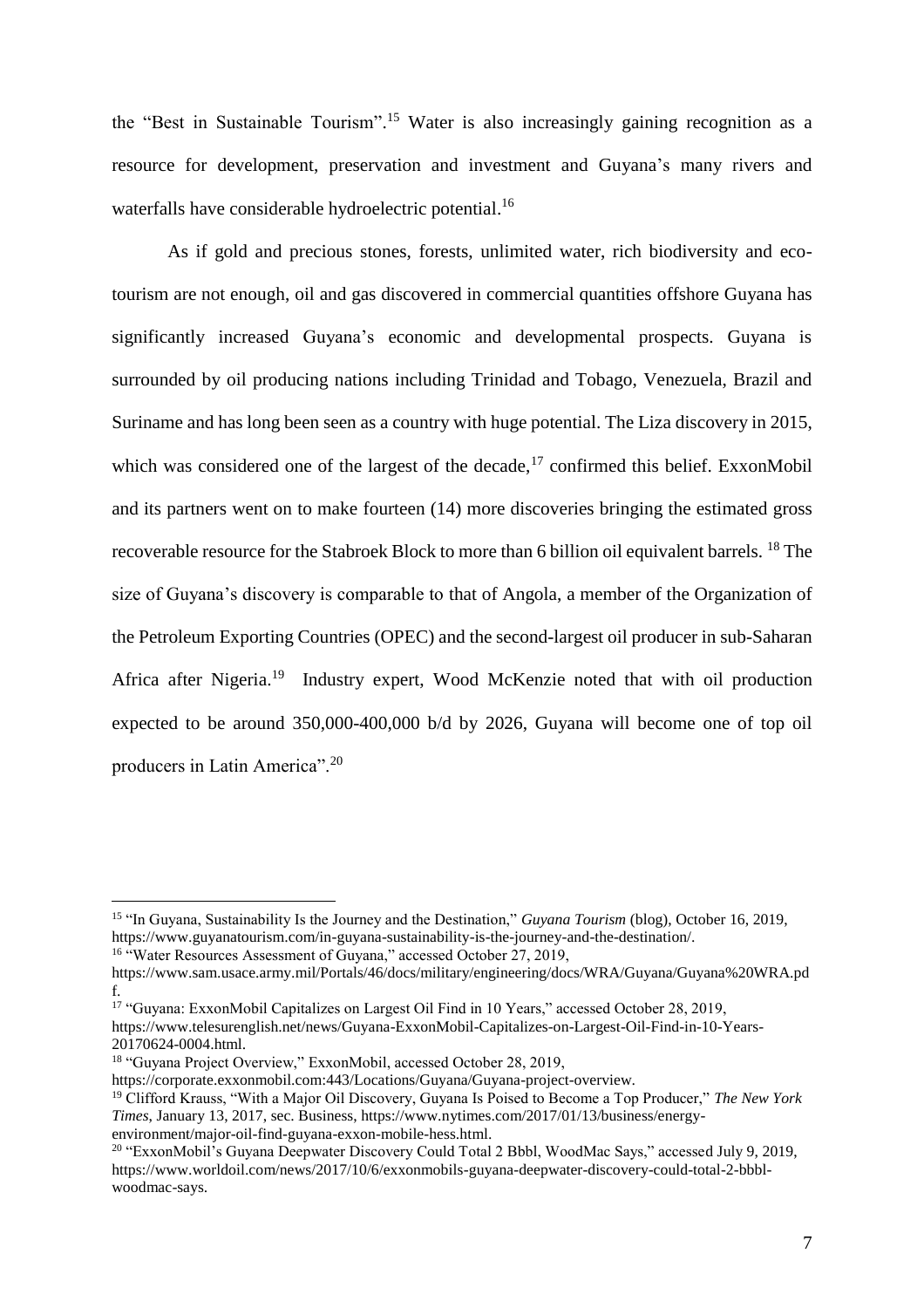the "Best in Sustainable Tourism".[15] Water is also increasingly gaining recognition as a resource for development, preservation and investment and Guyana's many rivers and waterfalls have considerable hydroelectric potential.[16]

As if gold and precious stones, forests, unlimited water, rich biodiversity and eco-tourism are not enough, oil and gas discovered in commercial quantities offshore Guyana has significantly increased Guyana's economic and developmental prospects. Guyana is surrounded by oil producing nations including Trinidad and Tobago, Venezuela, Brazil and Suriname and has long been seen as a country with huge potential. The Liza discovery in 2015, which was considered one of the largest of the decade,[17] confirmed this belief. ExxonMobil and its partners went on to make fourteen (14) more discoveries bringing the estimated gross recoverable resource for the Stabroek Block to more than 6 billion oil equivalent barrels. [18] The size of Guyana's discovery is comparable to that of Angola, a member of the Organization of the Petroleum Exporting Countries (OPEC) and the second-largest oil producer in sub-Saharan Africa after Nigeria.[19] Industry expert, Wood McKenzie noted that with oil production expected to be around 350,000-400,000 b/d by 2026, Guyana will become one of top oil producers in Latin America".[20]

---

[15] "In Guyana, Sustainability Is the Journey and the Destination," *Guyana Tourism* (blog), October 16, 2019, https://www.guyanatourism.com/in-guyana-sustainability-is-the-journey-and-the-destination/.

[16] "Water Resources Assessment of Guyana," accessed October 27, 2019, https://www.sam.usace.army.mil/Portals/46/docs/military/engineering/docs/WRA/Guyana/Guyana%20WRA.pdf.

[17] "Guyana: ExxonMobil Capitalizes on Largest Oil Find in 10 Years," accessed October 28, 2019, https://www.telesurenglish.net/news/Guyana-ExxonMobil-Capitalizes-on-Largest-Oil-Find-in-10-Years-20170624-0004.html.

[18] "Guyana Project Overview," ExxonMobil, accessed October 28, 2019, https://corporate.exxonmobil.com:443/Locations/Guyana/Guyana-project-overview.

[19] Clifford Krauss, "With a Major Oil Discovery, Guyana Is Poised to Become a Top Producer," *The New York Times*, January 13, 2017, sec. Business, https://www.nytimes.com/2017/01/13/business/energy-environment/major-oil-find-guyana-exxon-mobile-hess.html.

[20] "ExxonMobil's Guyana Deepwater Discovery Could Total 2 Bbbl, WoodMac Says," accessed July 9, 2019, https://www.worldoil.com/news/2017/10/6/exxonmobils-guyana-deepwater-discovery-could-total-2-bbbl-woodmac-says.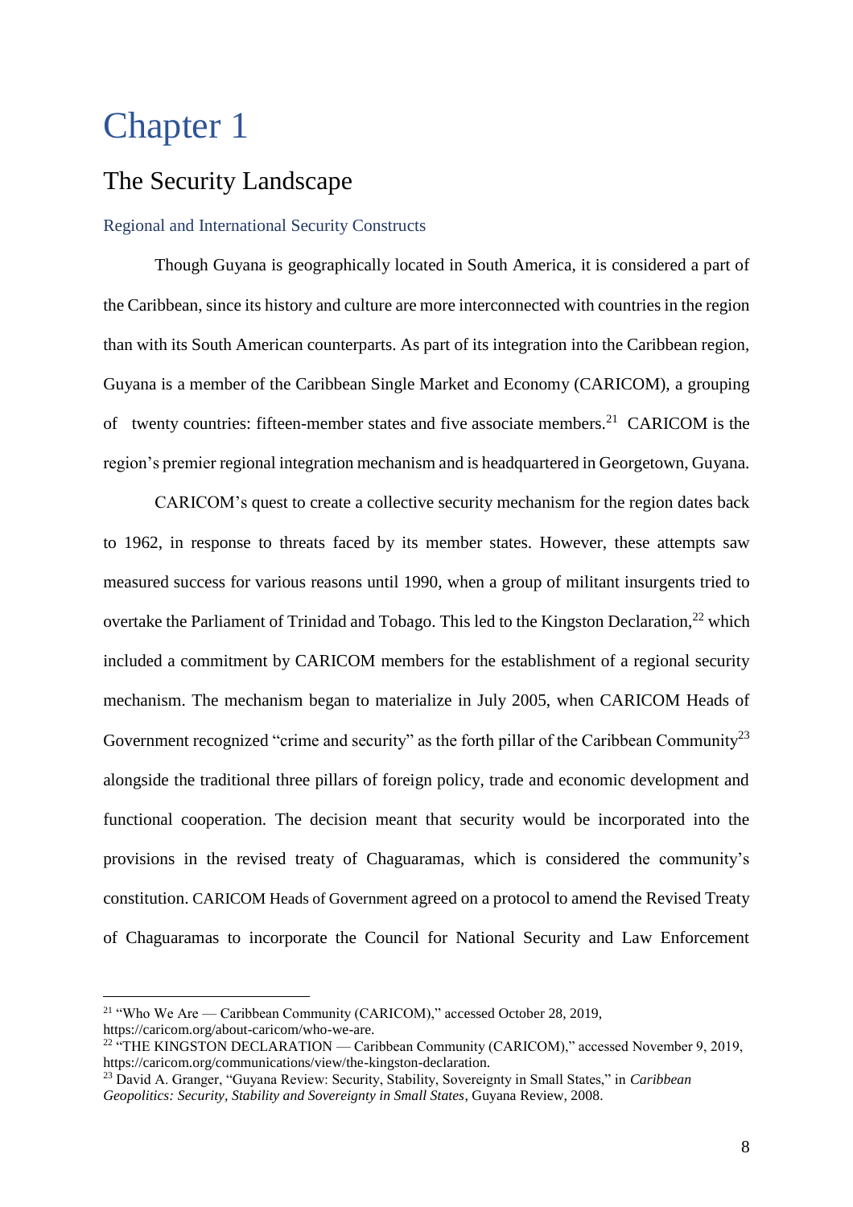# Chapter 1

## The Security Landscape

### Regional and International Security Constructs

Though Guyana is geographically located in South America, it is considered a part of the Caribbean, since its history and culture are more interconnected with countries in the region than with its South American counterparts. As part of its integration into the Caribbean region, Guyana is a member of the Caribbean Single Market and Economy (CARICOM), a grouping of twenty countries: fifteen-member states and five associate members.[21] CARICOM is the region's premier regional integration mechanism and is headquartered in Georgetown, Guyana.

CARICOM's quest to create a collective security mechanism for the region dates back to 1962, in response to threats faced by its member states. However, these attempts saw measured success for various reasons until 1990, when a group of militant insurgents tried to overtake the Parliament of Trinidad and Tobago. This led to the Kingston Declaration,[22] which included a commitment by CARICOM members for the establishment of a regional security mechanism. The mechanism began to materialize in July 2005, when CARICOM Heads of Government recognized "crime and security" as the forth pillar of the Caribbean Community[23] alongside the traditional three pillars of foreign policy, trade and economic development and functional cooperation. The decision meant that security would be incorporated into the provisions in the revised treaty of Chaguaramas, which is considered the community's constitution. CARICOM Heads of Government agreed on a protocol to amend the Revised Treaty of Chaguaramas to incorporate the Council for National Security and Law Enforcement

---

[21] "Who We Are — Caribbean Community (CARICOM)," accessed October 28, 2019, https://caricom.org/about-caricom/who-we-are.

[22] "THE KINGSTON DECLARATION — Caribbean Community (CARICOM)," accessed November 9, 2019, https://caricom.org/communications/view/the-kingston-declaration.

[23] David A. Granger, "Guyana Review: Security, Stability, Sovereignty in Small States," in *Caribbean Geopolitics: Security, Stability and Sovereignty in Small States*, Guyana Review, 2008.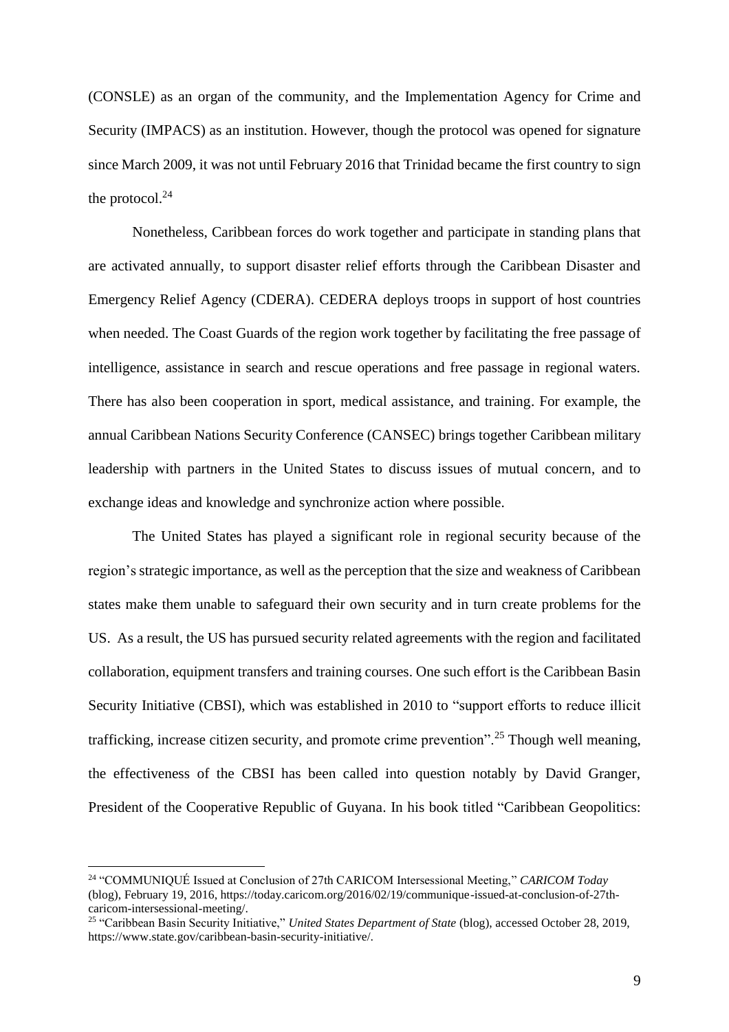(CONSLE) as an organ of the community, and the Implementation Agency for Crime and Security (IMPACS) as an institution. However, though the protocol was opened for signature since March 2009, it was not until February 2016 that Trinidad became the first country to sign the protocol.[24]

Nonetheless, Caribbean forces do work together and participate in standing plans that are activated annually, to support disaster relief efforts through the Caribbean Disaster and Emergency Relief Agency (CDERA). CEDERA deploys troops in support of host countries when needed. The Coast Guards of the region work together by facilitating the free passage of intelligence, assistance in search and rescue operations and free passage in regional waters. There has also been cooperation in sport, medical assistance, and training. For example, the annual Caribbean Nations Security Conference (CANSEC) brings together Caribbean military leadership with partners in the United States to discuss issues of mutual concern, and to exchange ideas and knowledge and synchronize action where possible.

The United States has played a significant role in regional security because of the region's strategic importance, as well as the perception that the size and weakness of Caribbean states make them unable to safeguard their own security and in turn create problems for the US. As a result, the US has pursued security related agreements with the region and facilitated collaboration, equipment transfers and training courses. One such effort is the Caribbean Basin Security Initiative (CBSI), which was established in 2010 to "support efforts to reduce illicit trafficking, increase citizen security, and promote crime prevention".[25] Though well meaning, the effectiveness of the CBSI has been called into question notably by David Granger, President of the Cooperative Republic of Guyana. In his book titled "Caribbean Geopolitics:

---

[24] "COMMUNIQUÉ Issued at Conclusion of 27th CARICOM Intersessional Meeting," *CARICOM Today* (blog), February 19, 2016, https://today.caricom.org/2016/02/19/communique-issued-at-conclusion-of-27th-caricom-intersessional-meeting/.

[25] "Caribbean Basin Security Initiative," *United States Department of State* (blog), accessed October 28, 2019, https://www.state.gov/caribbean-basin-security-initiative/.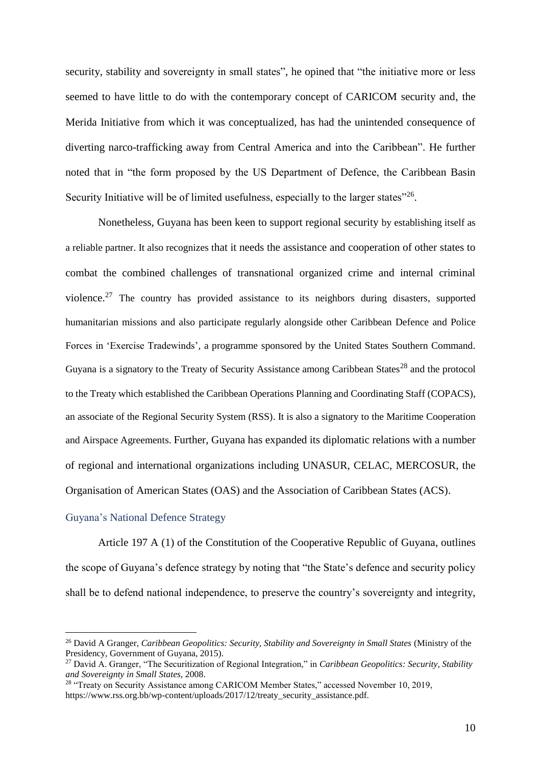security, stability and sovereignty in small states", he opined that "the initiative more or less seemed to have little to do with the contemporary concept of CARICOM security and, the Merida Initiative from which it was conceptualized, has had the unintended consequence of diverting narco-trafficking away from Central America and into the Caribbean". He further noted that in "the form proposed by the US Department of Defence, the Caribbean Basin Security Initiative will be of limited usefulness, especially to the larger states"[26].

Nonetheless, Guyana has been keen to support regional security by establishing itself as a reliable partner. It also recognizes that it needs the assistance and cooperation of other states to combat the combined challenges of transnational organized crime and internal criminal violence.[27] The country has provided assistance to its neighbors during disasters, supported humanitarian missions and also participate regularly alongside other Caribbean Defence and Police Forces in 'Exercise Tradewinds', a programme sponsored by the United States Southern Command. Guyana is a signatory to the Treaty of Security Assistance among Caribbean States[28] and the protocol to the Treaty which established the Caribbean Operations Planning and Coordinating Staff (COPACS), an associate of the Regional Security System (RSS). It is also a signatory to the Maritime Cooperation and Airspace Agreements. Further, Guyana has expanded its diplomatic relations with a number of regional and international organizations including UNASUR, CELAC, MERCOSUR, the Organisation of American States (OAS) and the Association of Caribbean States (ACS).

## Guyana's National Defence Strategy

Article 197 A (1) of the Constitution of the Cooperative Republic of Guyana, outlines the scope of Guyana's defence strategy by noting that "the State's defence and security policy shall be to defend national independence, to preserve the country's sovereignty and integrity,

---

[26] David A Granger, *Caribbean Geopolitics: Security, Stability and Sovereignty in Small States* (Ministry of the Presidency, Government of Guyana, 2015).

[27] David A. Granger, "The Securitization of Regional Integration," in *Caribbean Geopolitics: Security, Stability and Sovereignty in Small States*, 2008.

[28] "Treaty on Security Assistance among CARICOM Member States," accessed November 10, 2019, https://www.rss.org.bb/wp-content/uploads/2017/12/treaty_security_assistance.pdf.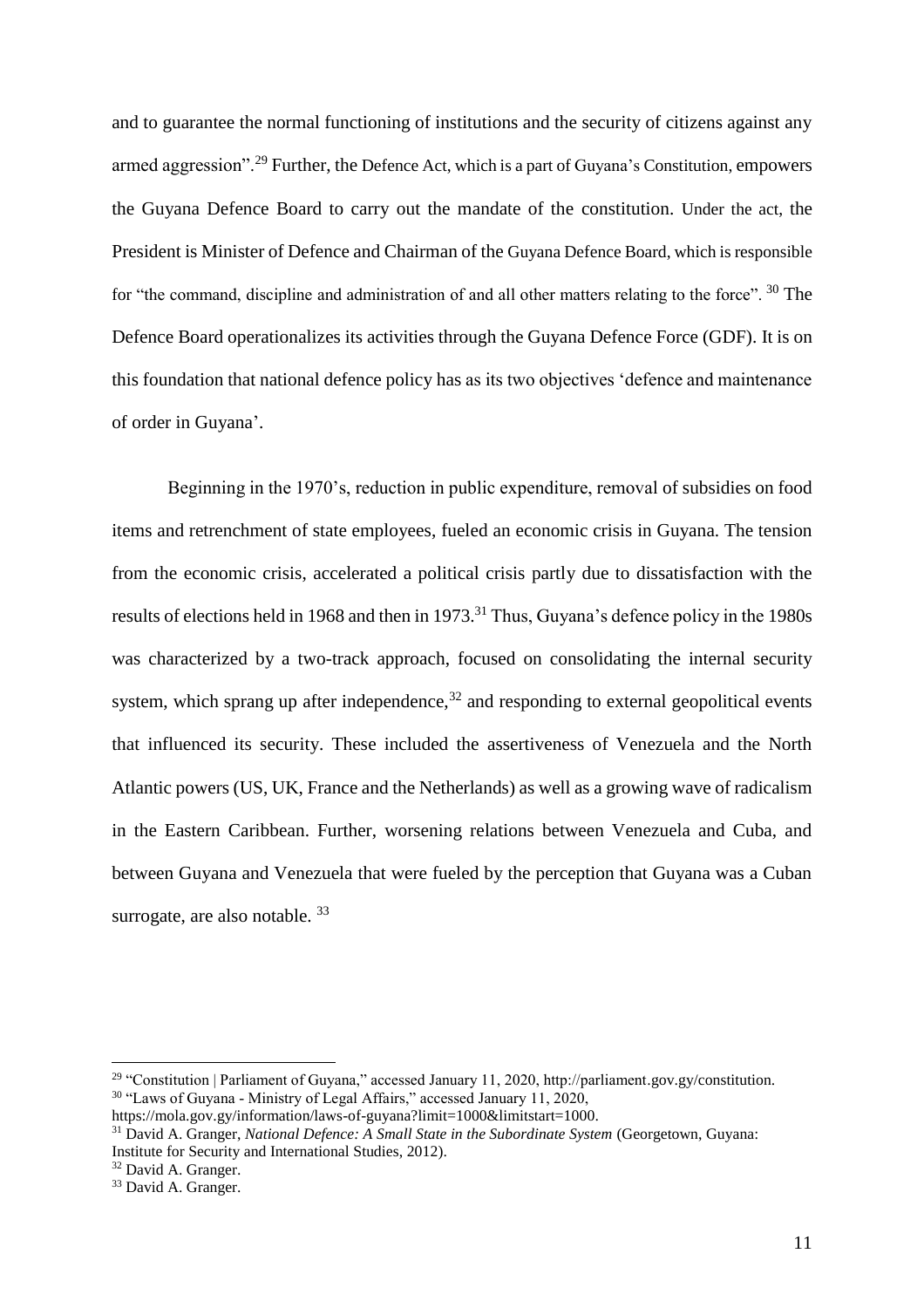and to guarantee the normal functioning of institutions and the security of citizens against any armed aggression".[29] Further, the Defence Act, which is a part of Guyana's Constitution, empowers the Guyana Defence Board to carry out the mandate of the constitution. Under the act, the President is Minister of Defence and Chairman of the Guyana Defence Board, which is responsible for "the command, discipline and administration of and all other matters relating to the force". [30] The Defence Board operationalizes its activities through the Guyana Defence Force (GDF). It is on this foundation that national defence policy has as its two objectives 'defence and maintenance of order in Guyana'.

Beginning in the 1970's, reduction in public expenditure, removal of subsidies on food items and retrenchment of state employees, fueled an economic crisis in Guyana. The tension from the economic crisis, accelerated a political crisis partly due to dissatisfaction with the results of elections held in 1968 and then in 1973.[31] Thus, Guyana's defence policy in the 1980s was characterized by a two-track approach, focused on consolidating the internal security system, which sprang up after independence,[32] and responding to external geopolitical events that influenced its security. These included the assertiveness of Venezuela and the North Atlantic powers (US, UK, France and the Netherlands) as well as a growing wave of radicalism in the Eastern Caribbean. Further, worsening relations between Venezuela and Cuba, and between Guyana and Venezuela that were fueled by the perception that Guyana was a Cuban surrogate, are also notable. [33]

---

[29] "Constitution | Parliament of Guyana," accessed January 11, 2020, http://parliament.gov.gy/constitution.

[30] "Laws of Guyana - Ministry of Legal Affairs," accessed January 11, 2020, https://mola.gov.gy/information/laws-of-guyana?limit=1000&limitstart=1000.

[31] David A. Granger, *National Defence: A Small State in the Subordinate System* (Georgetown, Guyana: Institute for Security and International Studies, 2012).

[32] David A. Granger.

[33] David A. Granger.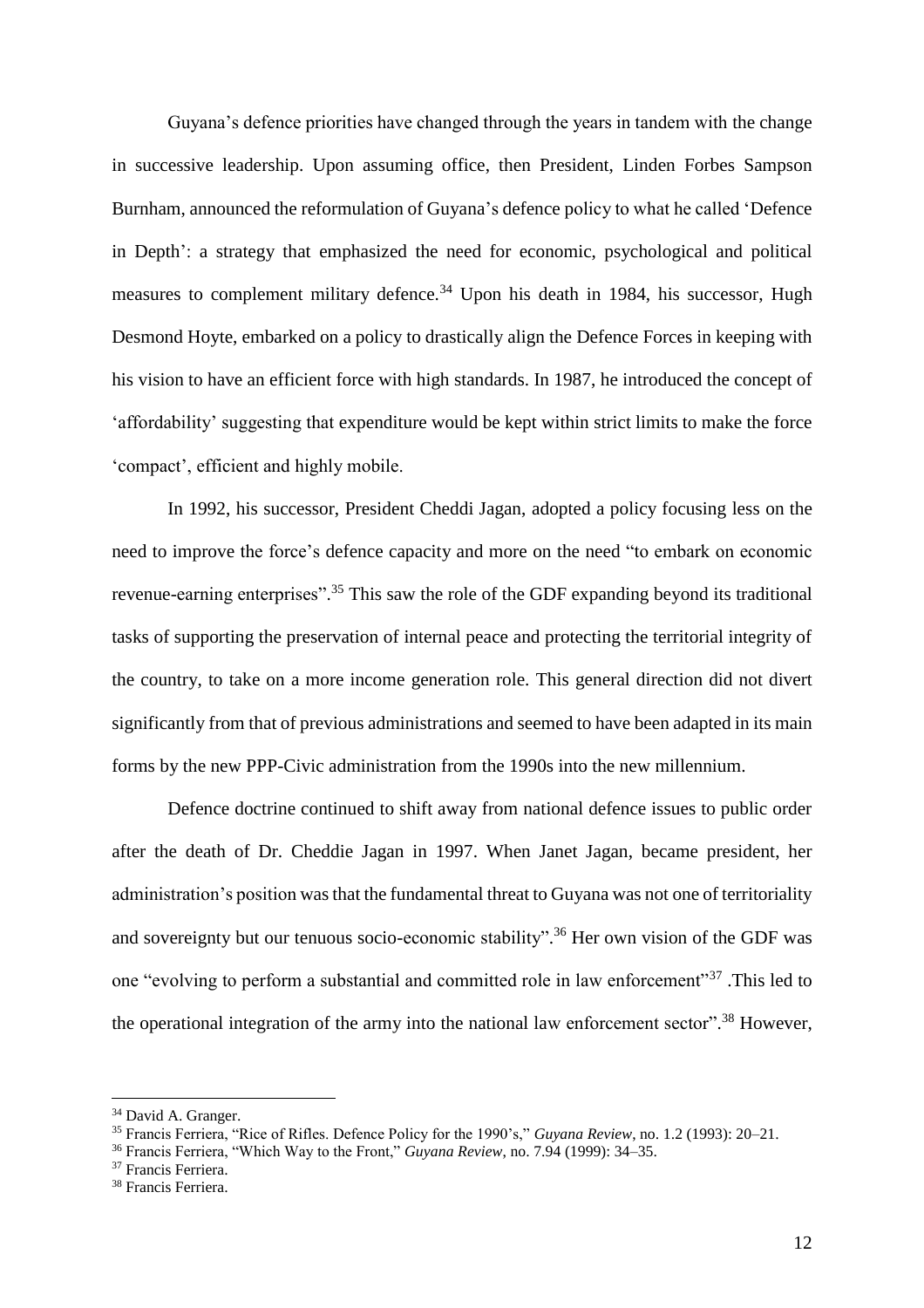Guyana's defence priorities have changed through the years in tandem with the change in successive leadership. Upon assuming office, then President, Linden Forbes Sampson Burnham, announced the reformulation of Guyana's defence policy to what he called 'Defence in Depth': a strategy that emphasized the need for economic, psychological and political measures to complement military defence.[34] Upon his death in 1984, his successor, Hugh Desmond Hoyte, embarked on a policy to drastically align the Defence Forces in keeping with his vision to have an efficient force with high standards. In 1987, he introduced the concept of 'affordability' suggesting that expenditure would be kept within strict limits to make the force 'compact', efficient and highly mobile.

In 1992, his successor, President Cheddi Jagan, adopted a policy focusing less on the need to improve the force's defence capacity and more on the need "to embark on economic revenue-earning enterprises".[35] This saw the role of the GDF expanding beyond its traditional tasks of supporting the preservation of internal peace and protecting the territorial integrity of the country, to take on a more income generation role. This general direction did not divert significantly from that of previous administrations and seemed to have been adapted in its main forms by the new PPP-Civic administration from the 1990s into the new millennium.

Defence doctrine continued to shift away from national defence issues to public order after the death of Dr. Cheddie Jagan in 1997. When Janet Jagan, became president, her administration's position was that the fundamental threat to Guyana was not one of territoriality and sovereignty but our tenuous socio-economic stability".[36] Her own vision of the GDF was one "evolving to perform a substantial and committed role in law enforcement"[37] .This led to the operational integration of the army into the national law enforcement sector".[38] However,

---

[34] David A. Granger.

[35] Francis Ferriera, "Rice of Rifles. Defence Policy for the 1990's," *Guyana Review*, no. 1.2 (1993): 20–21.

[36] Francis Ferriera, "Which Way to the Front," *Guyana Review*, no. 7.94 (1999): 34–35.

[37] Francis Ferriera.

[38] Francis Ferriera.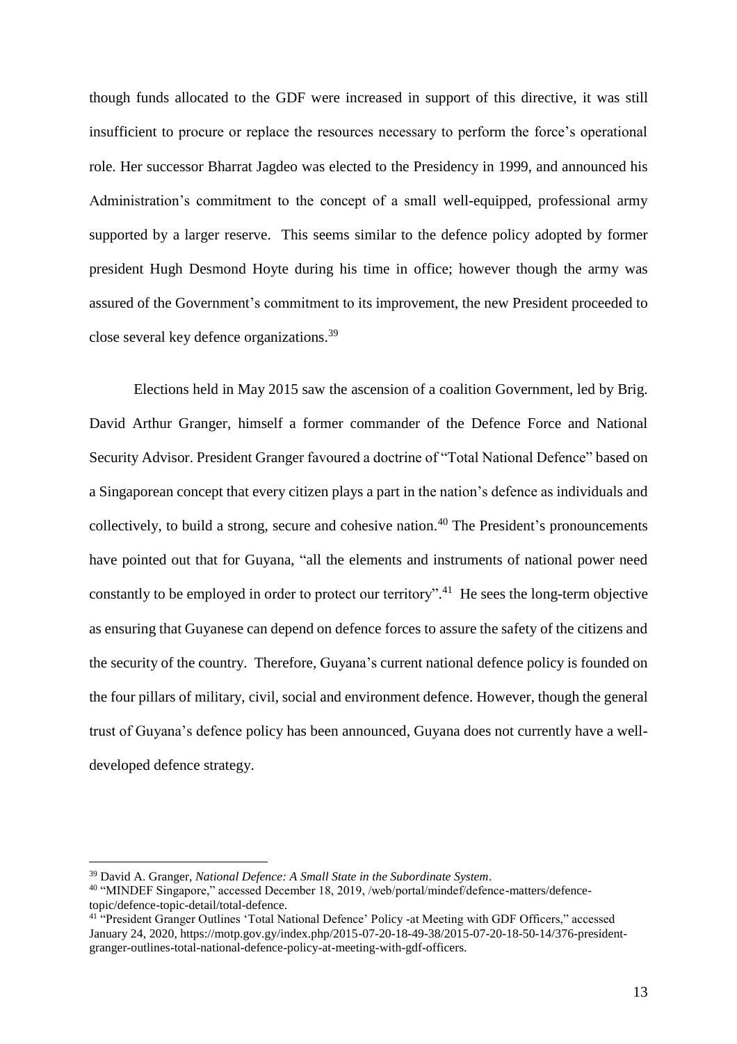though funds allocated to the GDF were increased in support of this directive, it was still insufficient to procure or replace the resources necessary to perform the force's operational role. Her successor Bharrat Jagdeo was elected to the Presidency in 1999, and announced his Administration's commitment to the concept of a small well-equipped, professional army supported by a larger reserve. This seems similar to the defence policy adopted by former president Hugh Desmond Hoyte during his time in office; however though the army was assured of the Government's commitment to its improvement, the new President proceeded to close several key defence organizations.[39]

Elections held in May 2015 saw the ascension of a coalition Government, led by Brig. David Arthur Granger, himself a former commander of the Defence Force and National Security Advisor. President Granger favoured a doctrine of "Total National Defence" based on a Singaporean concept that every citizen plays a part in the nation's defence as individuals and collectively, to build a strong, secure and cohesive nation.[40] The President's pronouncements have pointed out that for Guyana, "all the elements and instruments of national power need constantly to be employed in order to protect our territory".[41] He sees the long-term objective as ensuring that Guyanese can depend on defence forces to assure the safety of the citizens and the security of the country. Therefore, Guyana's current national defence policy is founded on the four pillars of military, civil, social and environment defence. However, though the general trust of Guyana's defence policy has been announced, Guyana does not currently have a well-developed defence strategy.

---

[39] David A. Granger, *National Defence: A Small State in the Subordinate System*.

[40] "MINDEF Singapore," accessed December 18, 2019, /web/portal/mindef/defence-matters/defence-topic/defence-topic-detail/total-defence.

[41] "President Granger Outlines 'Total National Defence' Policy -at Meeting with GDF Officers," accessed January 24, 2020, https://motp.gov.gy/index.php/2015-07-20-18-49-38/2015-07-20-18-50-14/376-president-granger-outlines-total-national-defence-policy-at-meeting-with-gdf-officers.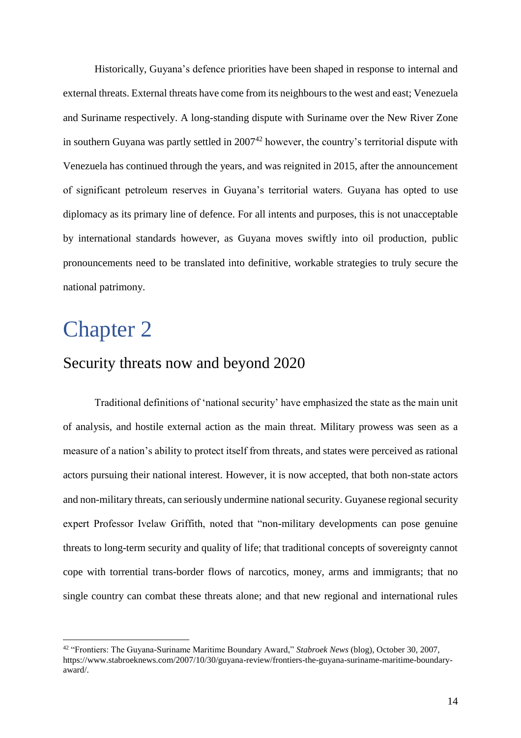Historically, Guyana's defence priorities have been shaped in response to internal and external threats. External threats have come from its neighbours to the west and east; Venezuela and Suriname respectively. A long-standing dispute with Suriname over the New River Zone in southern Guyana was partly settled in 2007[42] however, the country's territorial dispute with Venezuela has continued through the years, and was reignited in 2015, after the announcement of significant petroleum reserves in Guyana's territorial waters. Guyana has opted to use diplomacy as its primary line of defence. For all intents and purposes, this is not unacceptable by international standards however, as Guyana moves swiftly into oil production, public pronouncements need to be translated into definitive, workable strategies to truly secure the national patrimony.

# Chapter 2

## Security threats now and beyond 2020

Traditional definitions of 'national security' have emphasized the state as the main unit of analysis, and hostile external action as the main threat. Military prowess was seen as a measure of a nation's ability to protect itself from threats, and states were perceived as rational actors pursuing their national interest. However, it is now accepted, that both non-state actors and non-military threats, can seriously undermine national security. Guyanese regional security expert Professor Ivelaw Griffith, noted that "non-military developments can pose genuine threats to long-term security and quality of life; that traditional concepts of sovereignty cannot cope with torrential trans-border flows of narcotics, money, arms and immigrants; that no single country can combat these threats alone; and that new regional and international rules

---

[42] "Frontiers: The Guyana-Suriname Maritime Boundary Award," *Stabroek News* (blog), October 30, 2007, https://www.stabroeknews.com/2007/10/30/guyana-review/frontiers-the-guyana-suriname-maritime-boundary-award/.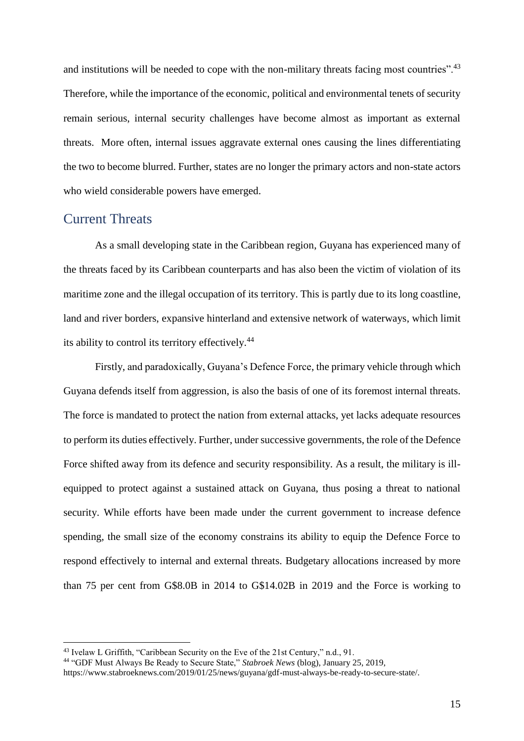and institutions will be needed to cope with the non-military threats facing most countries".[43] Therefore, while the importance of the economic, political and environmental tenets of security remain serious, internal security challenges have become almost as important as external threats. More often, internal issues aggravate external ones causing the lines differentiating the two to become blurred. Further, states are no longer the primary actors and non-state actors who wield considerable powers have emerged.

## Current Threats

As a small developing state in the Caribbean region, Guyana has experienced many of the threats faced by its Caribbean counterparts and has also been the victim of violation of its maritime zone and the illegal occupation of its territory. This is partly due to its long coastline, land and river borders, expansive hinterland and extensive network of waterways, which limit its ability to control its territory effectively.[44]

Firstly, and paradoxically, Guyana's Defence Force, the primary vehicle through which Guyana defends itself from aggression, is also the basis of one of its foremost internal threats. The force is mandated to protect the nation from external attacks, yet lacks adequate resources to perform its duties effectively. Further, under successive governments, the role of the Defence Force shifted away from its defence and security responsibility. As a result, the military is ill-equipped to protect against a sustained attack on Guyana, thus posing a threat to national security. While efforts have been made under the current government to increase defence spending, the small size of the economy constrains its ability to equip the Defence Force to respond effectively to internal and external threats. Budgetary allocations increased by more than 75 per cent from G$8.0B in 2014 to G$14.02B in 2019 and the Force is working to

---

[43] Ivelaw L Griffith, "Caribbean Security on the Eve of the 21st Century," n.d., 91.

[44] "GDF Must Always Be Ready to Secure State," *Stabroek News* (blog), January 25, 2019, https://www.stabroeknews.com/2019/01/25/news/guyana/gdf-must-always-be-ready-to-secure-state/.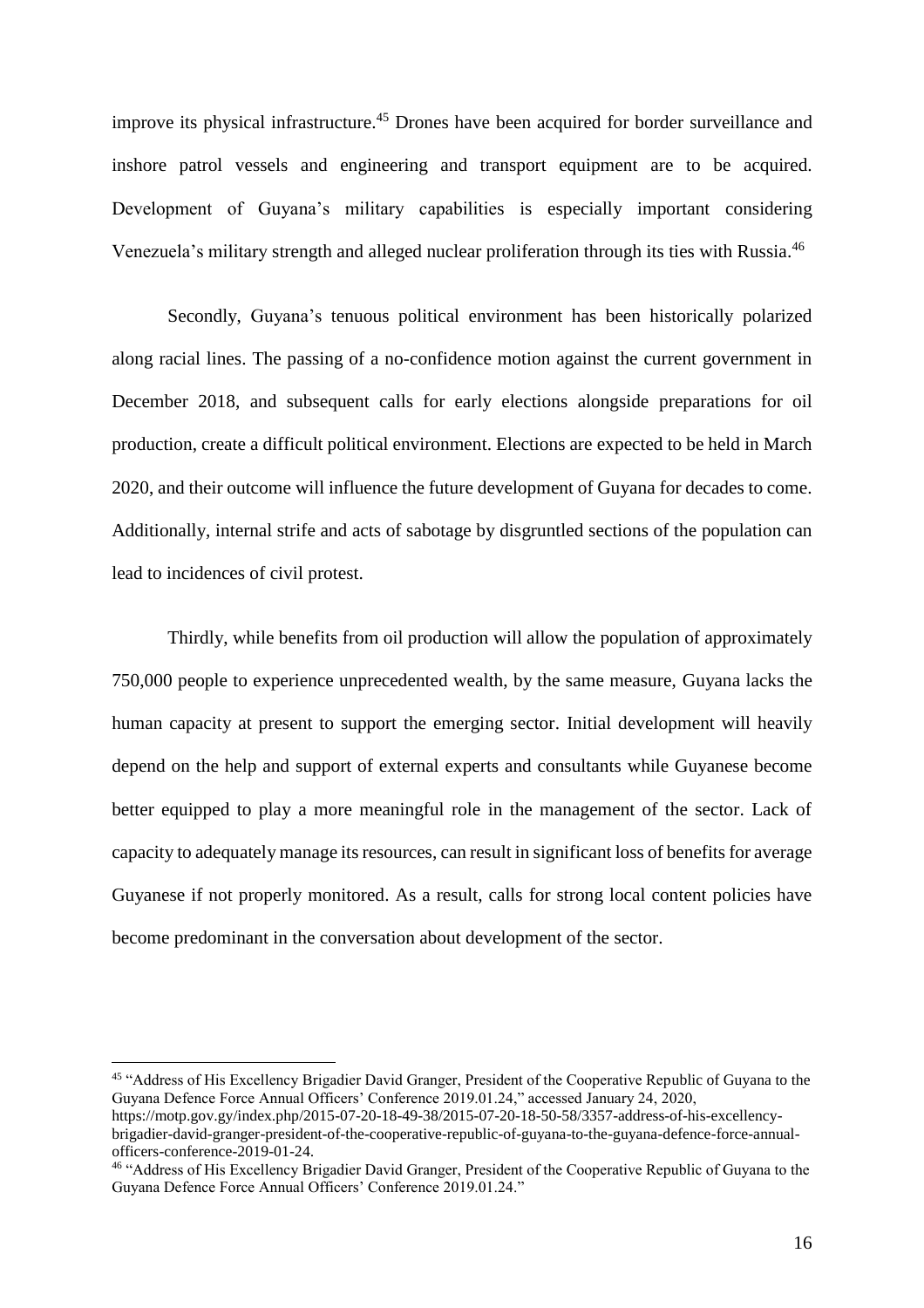improve its physical infrastructure.[45] Drones have been acquired for border surveillance and inshore patrol vessels and engineering and transport equipment are to be acquired. Development of Guyana's military capabilities is especially important considering Venezuela's military strength and alleged nuclear proliferation through its ties with Russia.[46]

Secondly, Guyana's tenuous political environment has been historically polarized along racial lines. The passing of a no-confidence motion against the current government in December 2018, and subsequent calls for early elections alongside preparations for oil production, create a difficult political environment. Elections are expected to be held in March 2020, and their outcome will influence the future development of Guyana for decades to come. Additionally, internal strife and acts of sabotage by disgruntled sections of the population can lead to incidences of civil protest.

Thirdly, while benefits from oil production will allow the population of approximately 750,000 people to experience unprecedented wealth, by the same measure, Guyana lacks the human capacity at present to support the emerging sector. Initial development will heavily depend on the help and support of external experts and consultants while Guyanese become better equipped to play a more meaningful role in the management of the sector. Lack of capacity to adequately manage its resources, can result in significant loss of benefits for average Guyanese if not properly monitored. As a result, calls for strong local content policies have become predominant in the conversation about development of the sector.

---

[45] "Address of His Excellency Brigadier David Granger, President of the Cooperative Republic of Guyana to the Guyana Defence Force Annual Officers' Conference 2019.01.24," accessed January 24, 2020, https://motp.gov.gy/index.php/2015-07-20-18-49-38/2015-07-20-18-50-58/3357-address-of-his-excellency-brigadier-david-granger-president-of-the-cooperative-republic-of-guyana-to-the-guyana-defence-force-annual-officers-conference-2019-01-24.

[46] "Address of His Excellency Brigadier David Granger, President of the Cooperative Republic of Guyana to the Guyana Defence Force Annual Officers' Conference 2019.01.24."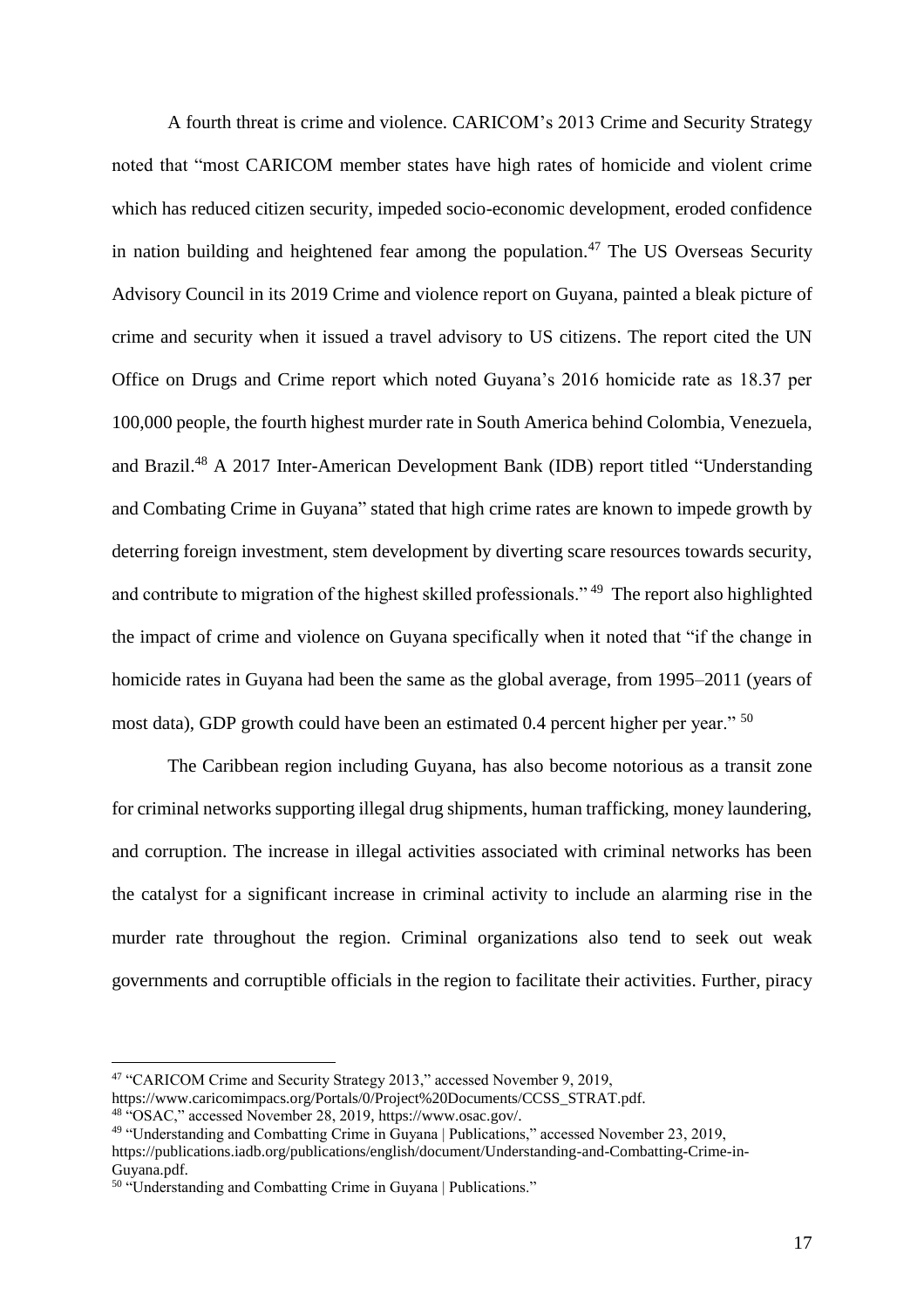A fourth threat is crime and violence. CARICOM's 2013 Crime and Security Strategy noted that "most CARICOM member states have high rates of homicide and violent crime which has reduced citizen security, impeded socio-economic development, eroded confidence in nation building and heightened fear among the population.[47] The US Overseas Security Advisory Council in its 2019 Crime and violence report on Guyana, painted a bleak picture of crime and security when it issued a travel advisory to US citizens. The report cited the UN Office on Drugs and Crime report which noted Guyana's 2016 homicide rate as 18.37 per 100,000 people, the fourth highest murder rate in South America behind Colombia, Venezuela, and Brazil.[48] A 2017 Inter-American Development Bank (IDB) report titled "Understanding and Combating Crime in Guyana" stated that high crime rates are known to impede growth by deterring foreign investment, stem development by diverting scare resources towards security, and contribute to migration of the highest skilled professionals." [49] The report also highlighted the impact of crime and violence on Guyana specifically when it noted that "if the change in homicide rates in Guyana had been the same as the global average, from 1995–2011 (years of most data), GDP growth could have been an estimated 0.4 percent higher per year." [50]

The Caribbean region including Guyana, has also become notorious as a transit zone for criminal networks supporting illegal drug shipments, human trafficking, money laundering, and corruption. The increase in illegal activities associated with criminal networks has been the catalyst for a significant increase in criminal activity to include an alarming rise in the murder rate throughout the region. Criminal organizations also tend to seek out weak governments and corruptible officials in the region to facilitate their activities. Further, piracy

---

[47] "CARICOM Crime and Security Strategy 2013," accessed November 9, 2019, https://www.caricomimpacs.org/Portals/0/Project%20Documents/CCSS_STRAT.pdf.

[48] "OSAC," accessed November 28, 2019, https://www.osac.gov/.

[49] "Understanding and Combatting Crime in Guyana | Publications," accessed November 23, 2019, https://publications.iadb.org/publications/english/document/Understanding-and-Combatting-Crime-in-Guyana.pdf.

[50] "Understanding and Combatting Crime in Guyana | Publications."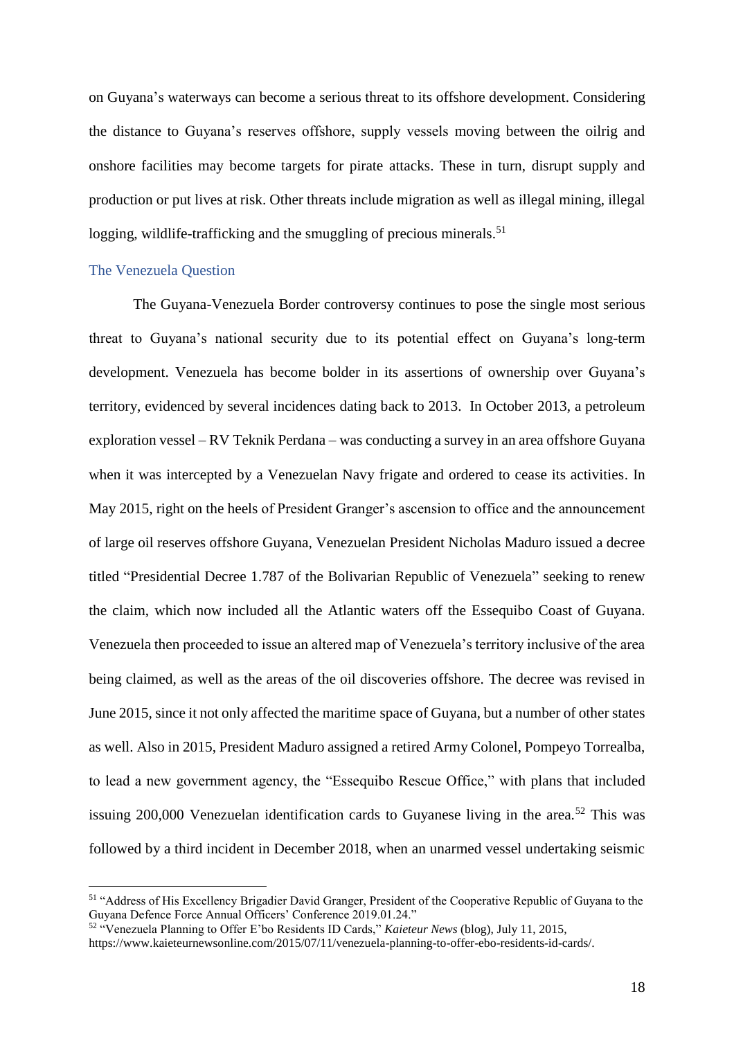on Guyana's waterways can become a serious threat to its offshore development. Considering the distance to Guyana's reserves offshore, supply vessels moving between the oilrig and onshore facilities may become targets for pirate attacks. These in turn, disrupt supply and production or put lives at risk. Other threats include migration as well as illegal mining, illegal logging, wildlife-trafficking and the smuggling of precious minerals.[51]

### The Venezuela Question

The Guyana-Venezuela Border controversy continues to pose the single most serious threat to Guyana's national security due to its potential effect on Guyana's long-term development. Venezuela has become bolder in its assertions of ownership over Guyana's territory, evidenced by several incidences dating back to 2013. In October 2013, a petroleum exploration vessel – RV Teknik Perdana – was conducting a survey in an area offshore Guyana when it was intercepted by a Venezuelan Navy frigate and ordered to cease its activities. In May 2015, right on the heels of President Granger's ascension to office and the announcement of large oil reserves offshore Guyana, Venezuelan President Nicholas Maduro issued a decree titled "Presidential Decree 1.787 of the Bolivarian Republic of Venezuela" seeking to renew the claim, which now included all the Atlantic waters off the Essequibo Coast of Guyana. Venezuela then proceeded to issue an altered map of Venezuela's territory inclusive of the area being claimed, as well as the areas of the oil discoveries offshore. The decree was revised in June 2015, since it not only affected the maritime space of Guyana, but a number of other states as well. Also in 2015, President Maduro assigned a retired Army Colonel, Pompeyo Torrealba, to lead a new government agency, the "Essequibo Rescue Office," with plans that included issuing 200,000 Venezuelan identification cards to Guyanese living in the area.[52] This was followed by a third incident in December 2018, when an unarmed vessel undertaking seismic

---

[51] "Address of His Excellency Brigadier David Granger, President of the Cooperative Republic of Guyana to the Guyana Defence Force Annual Officers' Conference 2019.01.24."

[52] "Venezuela Planning to Offer E'bo Residents ID Cards," *Kaieteur News* (blog), July 11, 2015, https://www.kaieteurnewsonline.com/2015/07/11/venezuela-planning-to-offer-ebo-residents-id-cards/.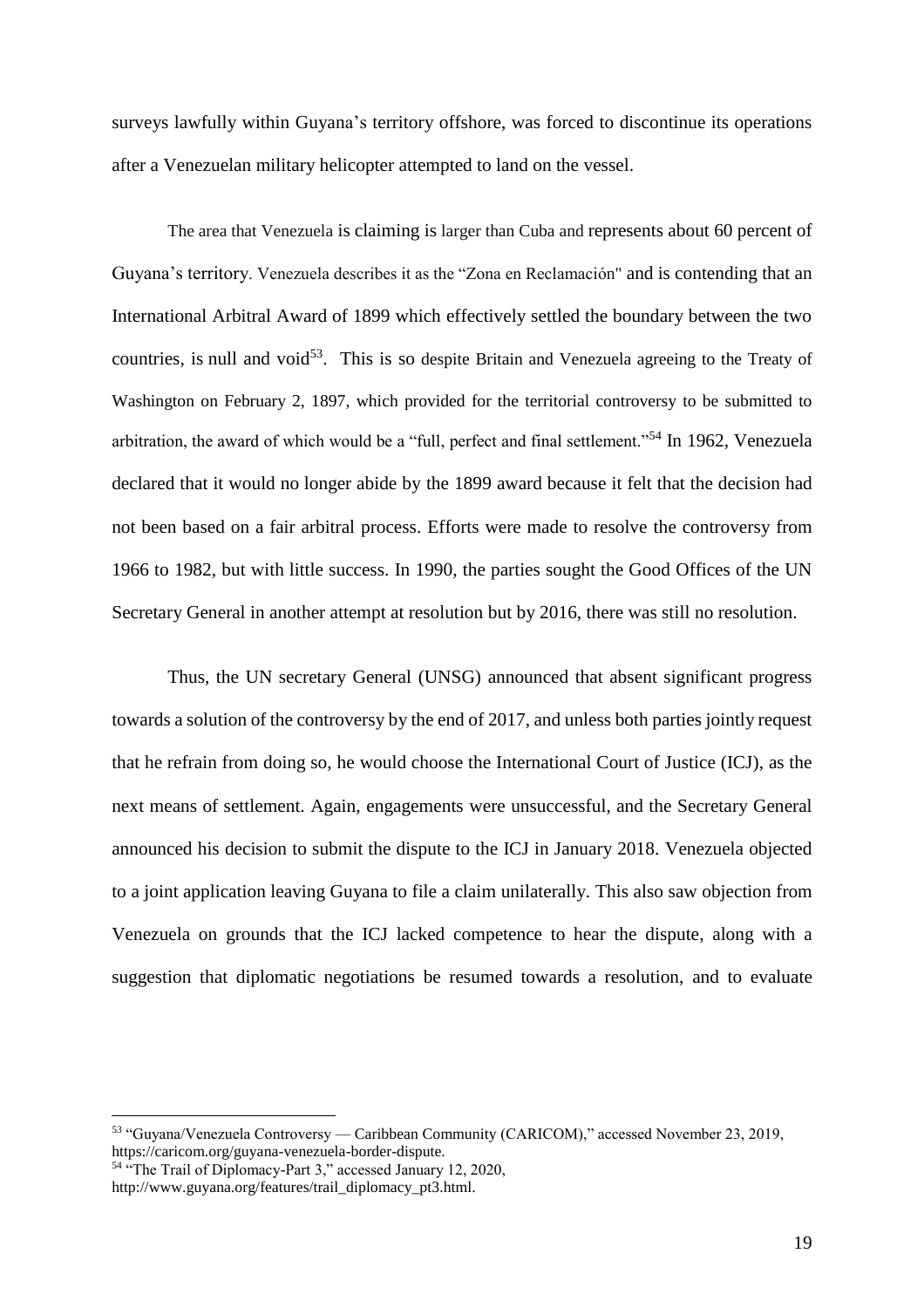surveys lawfully within Guyana's territory offshore, was forced to discontinue its operations after a Venezuelan military helicopter attempted to land on the vessel.

The area that Venezuela is claiming is larger than Cuba and represents about 60 percent of Guyana's territory. Venezuela describes it as the "Zona en Reclamación" and is contending that an International Arbitral Award of 1899 which effectively settled the boundary between the two countries, is null and void[53]. This is so despite Britain and Venezuela agreeing to the Treaty of Washington on February 2, 1897, which provided for the territorial controversy to be submitted to arbitration, the award of which would be a "full, perfect and final settlement."[54] In 1962, Venezuela declared that it would no longer abide by the 1899 award because it felt that the decision had not been based on a fair arbitral process. Efforts were made to resolve the controversy from 1966 to 1982, but with little success. In 1990, the parties sought the Good Offices of the UN Secretary General in another attempt at resolution but by 2016, there was still no resolution.

Thus, the UN secretary General (UNSG) announced that absent significant progress towards a solution of the controversy by the end of 2017, and unless both parties jointly request that he refrain from doing so, he would choose the International Court of Justice (ICJ), as the next means of settlement. Again, engagements were unsuccessful, and the Secretary General announced his decision to submit the dispute to the ICJ in January 2018. Venezuela objected to a joint application leaving Guyana to file a claim unilaterally. This also saw objection from Venezuela on grounds that the ICJ lacked competence to hear the dispute, along with a suggestion that diplomatic negotiations be resumed towards a resolution, and to evaluate

---

[53] "Guyana/Venezuela Controversy — Caribbean Community (CARICOM)," accessed November 23, 2019, https://caricom.org/guyana-venezuela-border-dispute.

[54] "The Trail of Diplomacy-Part 3," accessed January 12, 2020, http://www.guyana.org/features/trail_diplomacy_pt3.html.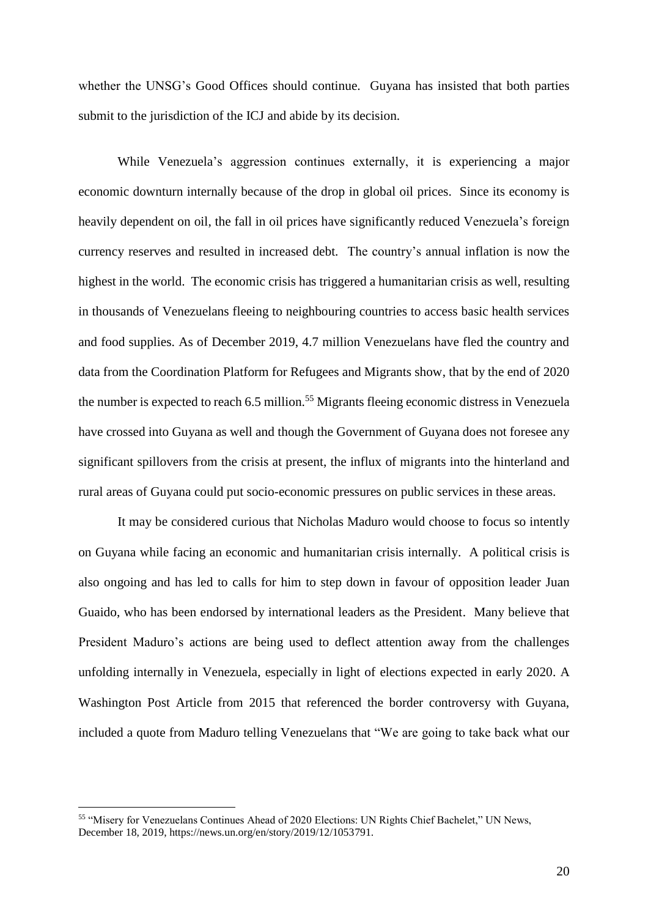whether the UNSG's Good Offices should continue. Guyana has insisted that both parties submit to the jurisdiction of the ICJ and abide by its decision.

While Venezuela's aggression continues externally, it is experiencing a major economic downturn internally because of the drop in global oil prices. Since its economy is heavily dependent on oil, the fall in oil prices have significantly reduced Venezuela's foreign currency reserves and resulted in increased debt. The country's annual inflation is now the highest in the world. The economic crisis has triggered a humanitarian crisis as well, resulting in thousands of Venezuelans fleeing to neighbouring countries to access basic health services and food supplies. As of December 2019, 4.7 million Venezuelans have fled the country and data from the Coordination Platform for Refugees and Migrants show, that by the end of 2020 the number is expected to reach 6.5 million.[55] Migrants fleeing economic distress in Venezuela have crossed into Guyana as well and though the Government of Guyana does not foresee any significant spillovers from the crisis at present, the influx of migrants into the hinterland and rural areas of Guyana could put socio-economic pressures on public services in these areas.

It may be considered curious that Nicholas Maduro would choose to focus so intently on Guyana while facing an economic and humanitarian crisis internally. A political crisis is also ongoing and has led to calls for him to step down in favour of opposition leader Juan Guaido, who has been endorsed by international leaders as the President. Many believe that President Maduro's actions are being used to deflect attention away from the challenges unfolding internally in Venezuela, especially in light of elections expected in early 2020. A Washington Post Article from 2015 that referenced the border controversy with Guyana, included a quote from Maduro telling Venezuelans that "We are going to take back what our

---

[55] "Misery for Venezuelans Continues Ahead of 2020 Elections: UN Rights Chief Bachelet," UN News, December 18, 2019, https://news.un.org/en/story/2019/12/1053791.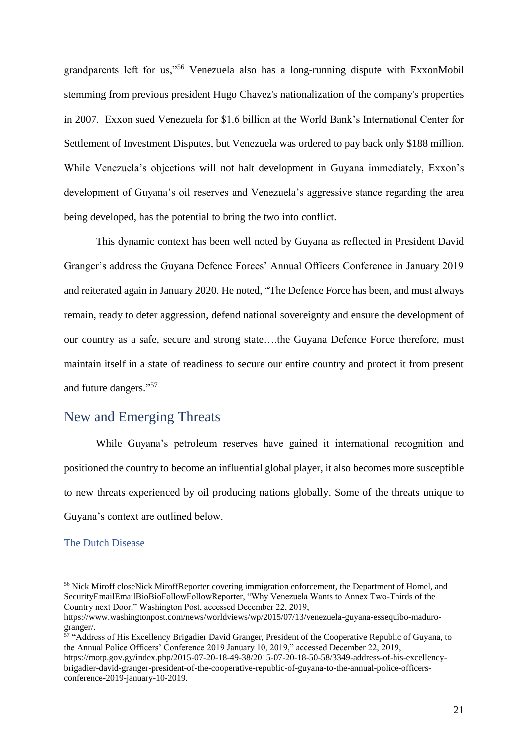grandparents left for us,"[56] Venezuela also has a long-running dispute with ExxonMobil stemming from previous president Hugo Chavez's nationalization of the company's properties in 2007. Exxon sued Venezuela for $1.6 billion at the World Bank's International Center for Settlement of Investment Disputes, but Venezuela was ordered to pay back only $188 million. While Venezuela's objections will not halt development in Guyana immediately, Exxon's development of Guyana's oil reserves and Venezuela's aggressive stance regarding the area being developed, has the potential to bring the two into conflict.

This dynamic context has been well noted by Guyana as reflected in President David Granger's address the Guyana Defence Forces' Annual Officers Conference in January 2019 and reiterated again in January 2020. He noted, "The Defence Force has been, and must always remain, ready to deter aggression, defend national sovereignty and ensure the development of our country as a safe, secure and strong state….the Guyana Defence Force therefore, must maintain itself in a state of readiness to secure our entire country and protect it from present and future dangers."[57]

## New and Emerging Threats

While Guyana's petroleum reserves have gained it international recognition and positioned the country to become an influential global player, it also becomes more susceptible to new threats experienced by oil producing nations globally. Some of the threats unique to Guyana's context are outlined below.

### The Dutch Disease

---

[56] Nick Miroff closeNick MiroffReporter covering immigration enforcement, the Department of Homel, and SecurityEmailEmailBioBioFollowFollowReporter, "Why Venezuela Wants to Annex Two-Thirds of the Country next Door," Washington Post, accessed December 22, 2019, https://www.washingtonpost.com/news/worldviews/wp/2015/07/13/venezuela-guyana-essequibo-maduro-granger/.

[57] "Address of His Excellency Brigadier David Granger, President of the Cooperative Republic of Guyana, to the Annual Police Officers' Conference 2019 January 10, 2019," accessed December 22, 2019, https://motp.gov.gy/index.php/2015-07-20-18-49-38/2015-07-20-18-50-58/3349-address-of-his-excellency-brigadier-david-granger-president-of-the-cooperative-republic-of-guyana-to-the-annual-police-officers-conference-2019-january-10-2019.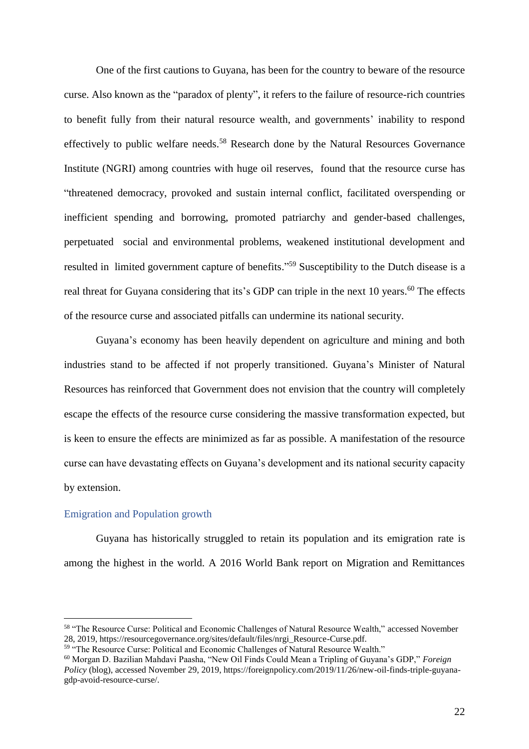One of the first cautions to Guyana, has been for the country to beware of the resource curse. Also known as the "paradox of plenty", it refers to the failure of resource-rich countries to benefit fully from their natural resource wealth, and governments' inability to respond effectively to public welfare needs.[58] Research done by the Natural Resources Governance Institute (NGRI) among countries with huge oil reserves, found that the resource curse has "threatened democracy, provoked and sustain internal conflict, facilitated overspending or inefficient spending and borrowing, promoted patriarchy and gender-based challenges, perpetuated social and environmental problems, weakened institutional development and resulted in limited government capture of benefits."[59] Susceptibility to the Dutch disease is a real threat for Guyana considering that its's GDP can triple in the next 10 years.[60] The effects of the resource curse and associated pitfalls can undermine its national security.

Guyana's economy has been heavily dependent on agriculture and mining and both industries stand to be affected if not properly transitioned. Guyana's Minister of Natural Resources has reinforced that Government does not envision that the country will completely escape the effects of the resource curse considering the massive transformation expected, but is keen to ensure the effects are minimized as far as possible. A manifestation of the resource curse can have devastating effects on Guyana's development and its national security capacity by extension.

### Emigration and Population growth

Guyana has historically struggled to retain its population and its emigration rate is among the highest in the world. A 2016 World Bank report on Migration and Remittances

---

[58] "The Resource Curse: Political and Economic Challenges of Natural Resource Wealth," accessed November 28, 2019, https://resourcegovernance.org/sites/default/files/nrgi_Resource-Curse.pdf.

[59] "The Resource Curse: Political and Economic Challenges of Natural Resource Wealth."

[60] Morgan D. Bazilian Mahdavi Paasha, "New Oil Finds Could Mean a Tripling of Guyana's GDP," *Foreign Policy* (blog), accessed November 29, 2019, https://foreignpolicy.com/2019/11/26/new-oil-finds-triple-guyana-gdp-avoid-resource-curse/.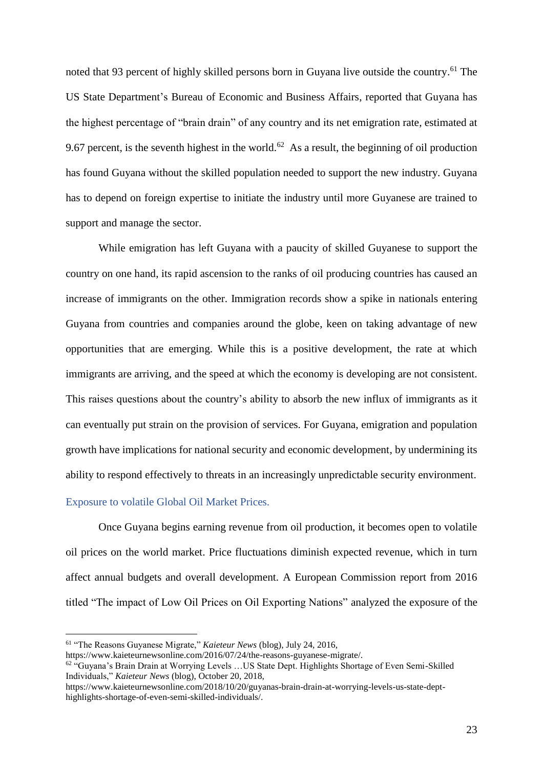noted that 93 percent of highly skilled persons born in Guyana live outside the country.[61] The US State Department's Bureau of Economic and Business Affairs, reported that Guyana has the highest percentage of "brain drain" of any country and its net emigration rate, estimated at 9.67 percent, is the seventh highest in the world.[62] As a result, the beginning of oil production has found Guyana without the skilled population needed to support the new industry. Guyana has to depend on foreign expertise to initiate the industry until more Guyanese are trained to support and manage the sector.

While emigration has left Guyana with a paucity of skilled Guyanese to support the country on one hand, its rapid ascension to the ranks of oil producing countries has caused an increase of immigrants on the other. Immigration records show a spike in nationals entering Guyana from countries and companies around the globe, keen on taking advantage of new opportunities that are emerging. While this is a positive development, the rate at which immigrants are arriving, and the speed at which the economy is developing are not consistent. This raises questions about the country's ability to absorb the new influx of immigrants as it can eventually put strain on the provision of services. For Guyana, emigration and population growth have implications for national security and economic development, by undermining its ability to respond effectively to threats in an increasingly unpredictable security environment.

### Exposure to volatile Global Oil Market Prices.

Once Guyana begins earning revenue from oil production, it becomes open to volatile oil prices on the world market. Price fluctuations diminish expected revenue, which in turn affect annual budgets and overall development. A European Commission report from 2016 titled "The impact of Low Oil Prices on Oil Exporting Nations" analyzed the exposure of the

---

[61] "The Reasons Guyanese Migrate," *Kaieteur News* (blog), July 24, 2016, https://www.kaieteurnewsonline.com/2016/07/24/the-reasons-guyanese-migrate/.

[62] "Guyana's Brain Drain at Worrying Levels …US State Dept. Highlights Shortage of Even Semi-Skilled Individuals," *Kaieteur News* (blog), October 20, 2018, https://www.kaieteurnewsonline.com/2018/10/20/guyanas-brain-drain-at-worrying-levels-us-state-dept-highlights-shortage-of-even-semi-skilled-individuals/.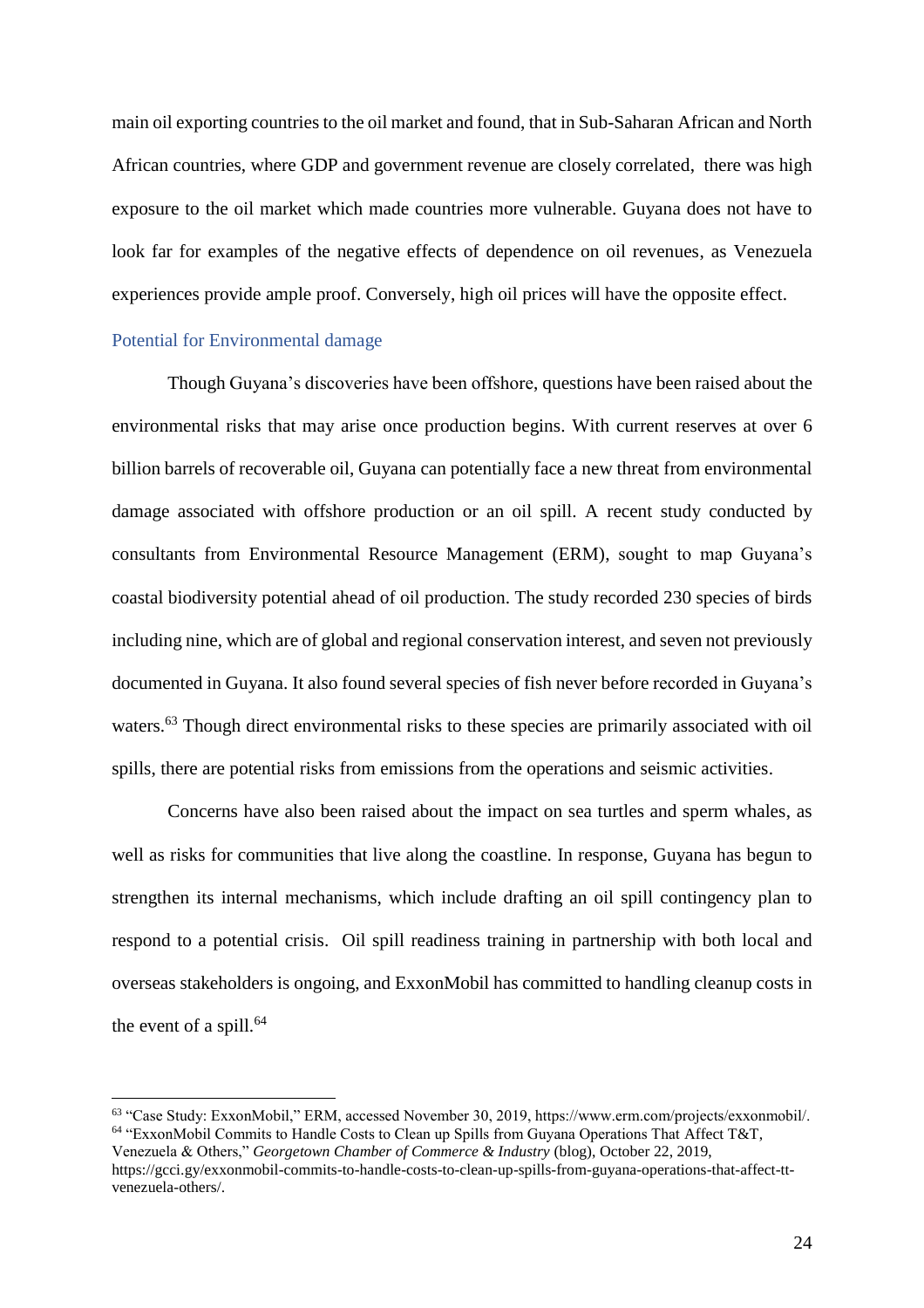main oil exporting countries to the oil market and found, that in Sub-Saharan African and North African countries, where GDP and government revenue are closely correlated, there was high exposure to the oil market which made countries more vulnerable. Guyana does not have to look far for examples of the negative effects of dependence on oil revenues, as Venezuela experiences provide ample proof. Conversely, high oil prices will have the opposite effect.

### Potential for Environmental damage

Though Guyana's discoveries have been offshore, questions have been raised about the environmental risks that may arise once production begins. With current reserves at over 6 billion barrels of recoverable oil, Guyana can potentially face a new threat from environmental damage associated with offshore production or an oil spill. A recent study conducted by consultants from Environmental Resource Management (ERM), sought to map Guyana's coastal biodiversity potential ahead of oil production. The study recorded 230 species of birds including nine, which are of global and regional conservation interest, and seven not previously documented in Guyana. It also found several species of fish never before recorded in Guyana's waters.[63] Though direct environmental risks to these species are primarily associated with oil spills, there are potential risks from emissions from the operations and seismic activities.

Concerns have also been raised about the impact on sea turtles and sperm whales, as well as risks for communities that live along the coastline. In response, Guyana has begun to strengthen its internal mechanisms, which include drafting an oil spill contingency plan to respond to a potential crisis. Oil spill readiness training in partnership with both local and overseas stakeholders is ongoing, and ExxonMobil has committed to handling cleanup costs in the event of a spill.[64]

---

[63] "Case Study: ExxonMobil," ERM, accessed November 30, 2019, https://www.erm.com/projects/exxonmobil/.

[64] "ExxonMobil Commits to Handle Costs to Clean up Spills from Guyana Operations That Affect T&T, Venezuela & Others," *Georgetown Chamber of Commerce & Industry* (blog), October 22, 2019, https://gcci.gy/exxonmobil-commits-to-handle-costs-to-clean-up-spills-from-guyana-operations-that-affect-tt-venezuela-others/.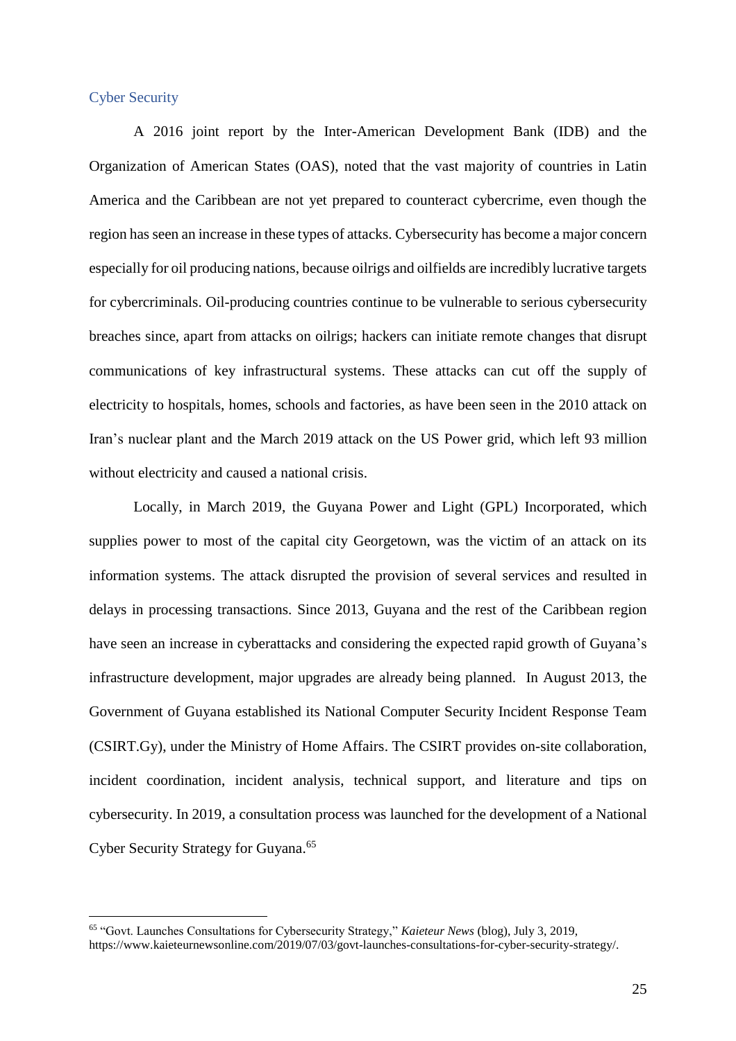## Cyber Security

A 2016 joint report by the Inter-American Development Bank (IDB) and the Organization of American States (OAS), noted that the vast majority of countries in Latin America and the Caribbean are not yet prepared to counteract cybercrime, even though the region has seen an increase in these types of attacks. Cybersecurity has become a major concern especially for oil producing nations, because oilrigs and oilfields are incredibly lucrative targets for cybercriminals. Oil-producing countries continue to be vulnerable to serious cybersecurity breaches since, apart from attacks on oilrigs; hackers can initiate remote changes that disrupt communications of key infrastructural systems. These attacks can cut off the supply of electricity to hospitals, homes, schools and factories, as have been seen in the 2010 attack on Iran's nuclear plant and the March 2019 attack on the US Power grid, which left 93 million without electricity and caused a national crisis.

Locally, in March 2019, the Guyana Power and Light (GPL) Incorporated, which supplies power to most of the capital city Georgetown, was the victim of an attack on its information systems. The attack disrupted the provision of several services and resulted in delays in processing transactions. Since 2013, Guyana and the rest of the Caribbean region have seen an increase in cyberattacks and considering the expected rapid growth of Guyana's infrastructure development, major upgrades are already being planned. In August 2013, the Government of Guyana established its National Computer Security Incident Response Team (CSIRT.Gy), under the Ministry of Home Affairs. The CSIRT provides on-site collaboration, incident coordination, incident analysis, technical support, and literature and tips on cybersecurity. In 2019, a consultation process was launched for the development of a National Cyber Security Strategy for Guyana.[65]

---

[65] "Govt. Launches Consultations for Cybersecurity Strategy," *Kaieteur News* (blog), July 3, 2019, https://www.kaieteurnewsonline.com/2019/07/03/govt-launches-consultations-for-cyber-security-strategy/.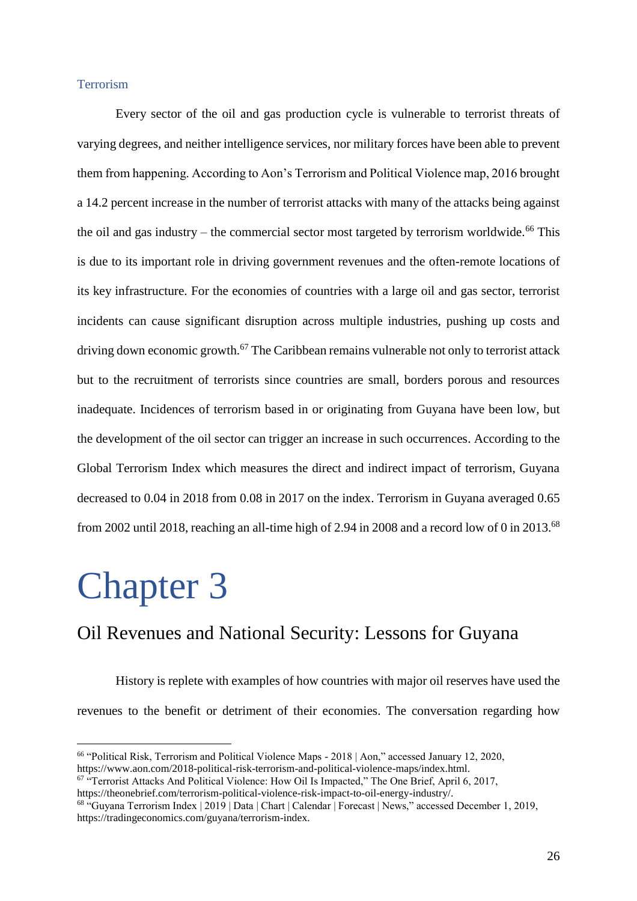### Terrorism

Every sector of the oil and gas production cycle is vulnerable to terrorist threats of varying degrees, and neither intelligence services, nor military forces have been able to prevent them from happening. According to Aon's Terrorism and Political Violence map, 2016 brought a 14.2 percent increase in the number of terrorist attacks with many of the attacks being against the oil and gas industry – the commercial sector most targeted by terrorism worldwide.[66] This is due to its important role in driving government revenues and the often-remote locations of its key infrastructure. For the economies of countries with a large oil and gas sector, terrorist incidents can cause significant disruption across multiple industries, pushing up costs and driving down economic growth.[67] The Caribbean remains vulnerable not only to terrorist attack but to the recruitment of terrorists since countries are small, borders porous and resources inadequate. Incidences of terrorism based in or originating from Guyana have been low, but the development of the oil sector can trigger an increase in such occurrences. According to the Global Terrorism Index which measures the direct and indirect impact of terrorism, Guyana decreased to 0.04 in 2018 from 0.08 in 2017 on the index. Terrorism in Guyana averaged 0.65 from 2002 until 2018, reaching an all-time high of 2.94 in 2008 and a record low of 0 in 2013.[68]

# Chapter 3

## Oil Revenues and National Security: Lessons for Guyana

History is replete with examples of how countries with major oil reserves have used the revenues to the benefit or detriment of their economies. The conversation regarding how

---

[66] "Political Risk, Terrorism and Political Violence Maps - 2018 | Aon," accessed January 12, 2020, https://www.aon.com/2018-political-risk-terrorism-and-political-violence-maps/index.html.

[67] "Terrorist Attacks And Political Violence: How Oil Is Impacted," The One Brief, April 6, 2017, https://theonebrief.com/terrorism-political-violence-risk-impact-to-oil-energy-industry/.

[68] "Guyana Terrorism Index | 2019 | Data | Chart | Calendar | Forecast | News," accessed December 1, 2019, https://tradingeconomics.com/guyana/terrorism-index.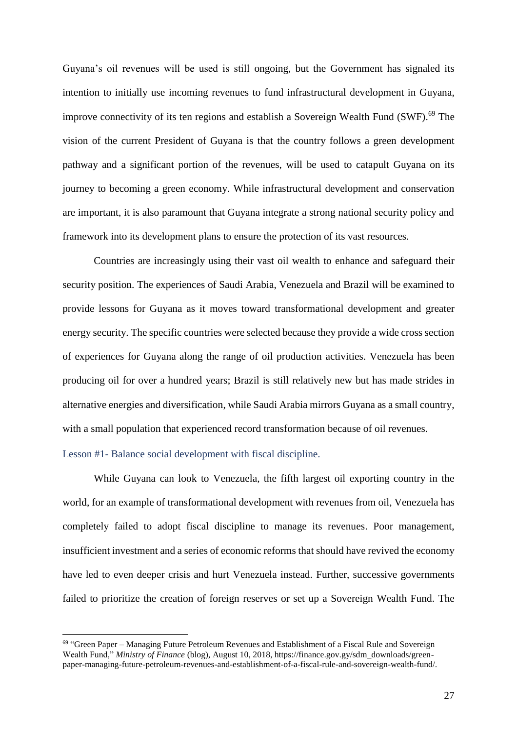Guyana's oil revenues will be used is still ongoing, but the Government has signaled its intention to initially use incoming revenues to fund infrastructural development in Guyana, improve connectivity of its ten regions and establish a Sovereign Wealth Fund (SWF).[69] The vision of the current President of Guyana is that the country follows a green development pathway and a significant portion of the revenues, will be used to catapult Guyana on its journey to becoming a green economy. While infrastructural development and conservation are important, it is also paramount that Guyana integrate a strong national security policy and framework into its development plans to ensure the protection of its vast resources.

Countries are increasingly using their vast oil wealth to enhance and safeguard their security position. The experiences of Saudi Arabia, Venezuela and Brazil will be examined to provide lessons for Guyana as it moves toward transformational development and greater energy security. The specific countries were selected because they provide a wide cross section of experiences for Guyana along the range of oil production activities. Venezuela has been producing oil for over a hundred years; Brazil is still relatively new but has made strides in alternative energies and diversification, while Saudi Arabia mirrors Guyana as a small country, with a small population that experienced record transformation because of oil revenues.

### Lesson #1- Balance social development with fiscal discipline.

While Guyana can look to Venezuela, the fifth largest oil exporting country in the world, for an example of transformational development with revenues from oil, Venezuela has completely failed to adopt fiscal discipline to manage its revenues. Poor management, insufficient investment and a series of economic reforms that should have revived the economy have led to even deeper crisis and hurt Venezuela instead. Further, successive governments failed to prioritize the creation of foreign reserves or set up a Sovereign Wealth Fund. The

---

[69] "Green Paper – Managing Future Petroleum Revenues and Establishment of a Fiscal Rule and Sovereign Wealth Fund," *Ministry of Finance* (blog), August 10, 2018, https://finance.gov.gy/sdm_downloads/green-paper-managing-future-petroleum-revenues-and-establishment-of-a-fiscal-rule-and-sovereign-wealth-fund/.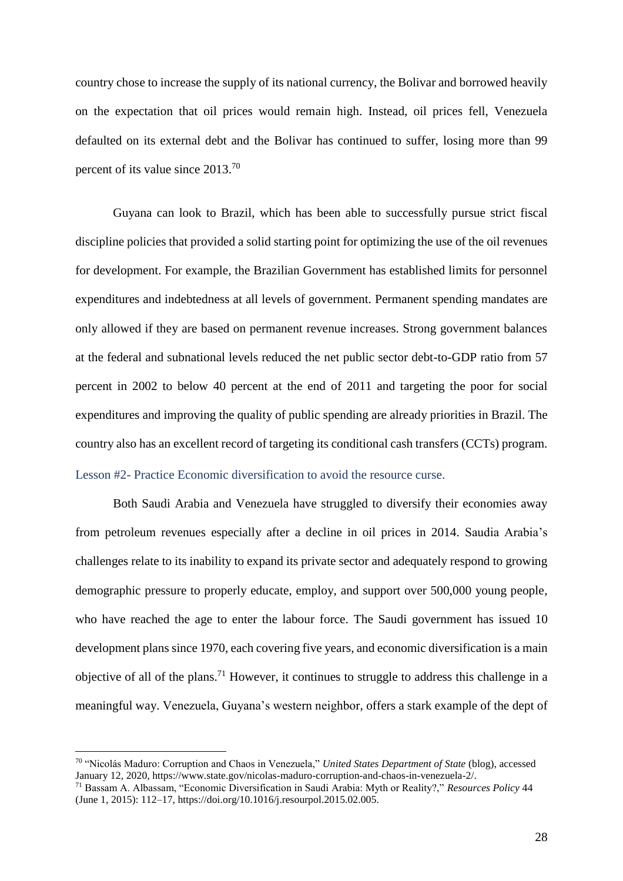country chose to increase the supply of its national currency, the Bolivar and borrowed heavily on the expectation that oil prices would remain high. Instead, oil prices fell, Venezuela defaulted on its external debt and the Bolivar has continued to suffer, losing more than 99 percent of its value since 2013.[70]

Guyana can look to Brazil, which has been able to successfully pursue strict fiscal discipline policies that provided a solid starting point for optimizing the use of the oil revenues for development. For example, the Brazilian Government has established limits for personnel expenditures and indebtedness at all levels of government. Permanent spending mandates are only allowed if they are based on permanent revenue increases. Strong government balances at the federal and subnational levels reduced the net public sector debt-to-GDP ratio from 57 percent in 2002 to below 40 percent at the end of 2011 and targeting the poor for social expenditures and improving the quality of public spending are already priorities in Brazil. The country also has an excellent record of targeting its conditional cash transfers (CCTs) program.

### Lesson #2- Practice Economic diversification to avoid the resource curse.

Both Saudi Arabia and Venezuela have struggled to diversify their economies away from petroleum revenues especially after a decline in oil prices in 2014. Saudia Arabia's challenges relate to its inability to expand its private sector and adequately respond to growing demographic pressure to properly educate, employ, and support over 500,000 young people, who have reached the age to enter the labour force. The Saudi government has issued 10 development plans since 1970, each covering five years, and economic diversification is a main objective of all of the plans.[71] However, it continues to struggle to address this challenge in a meaningful way. Venezuela, Guyana's western neighbor, offers a stark example of the dept of

---

[70] "Nicolás Maduro: Corruption and Chaos in Venezuela," *United States Department of State* (blog), accessed January 12, 2020, https://www.state.gov/nicolas-maduro-corruption-and-chaos-in-venezuela-2/.

[71] Bassam A. Albassam, "Economic Diversification in Saudi Arabia: Myth or Reality?," *Resources Policy* 44 (June 1, 2015): 112–17, https://doi.org/10.1016/j.resourpol.2015.02.005.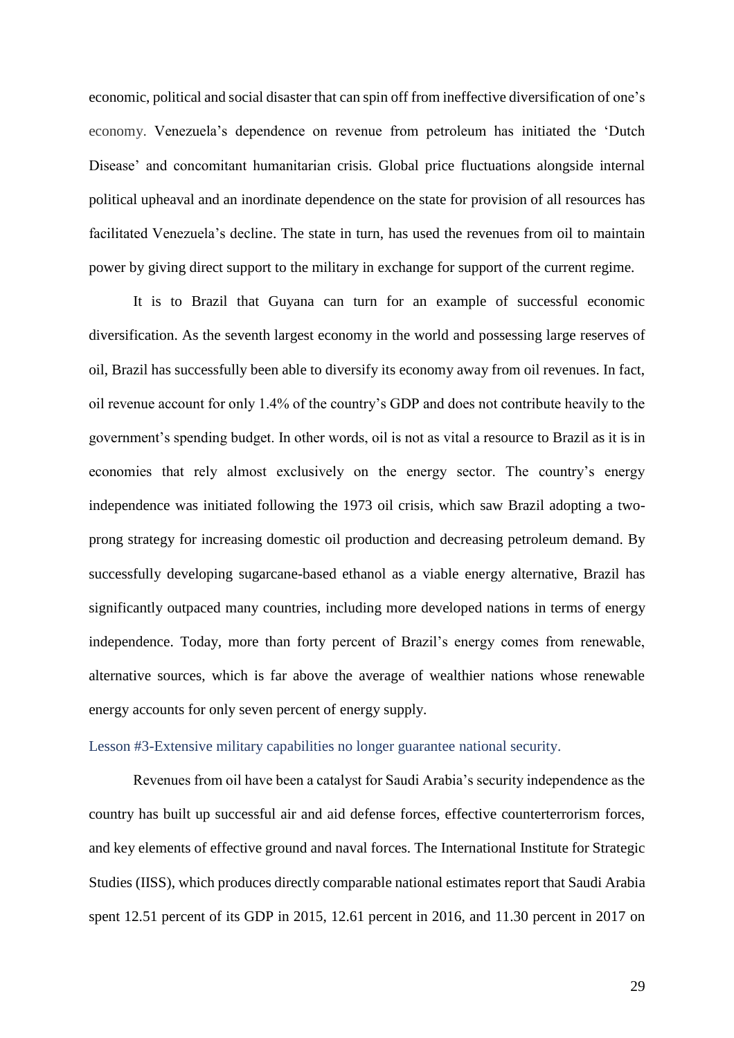economic, political and social disaster that can spin off from ineffective diversification of one's economy. Venezuela's dependence on revenue from petroleum has initiated the 'Dutch Disease' and concomitant humanitarian crisis. Global price fluctuations alongside internal political upheaval and an inordinate dependence on the state for provision of all resources has facilitated Venezuela's decline. The state in turn, has used the revenues from oil to maintain power by giving direct support to the military in exchange for support of the current regime.

It is to Brazil that Guyana can turn for an example of successful economic diversification. As the seventh largest economy in the world and possessing large reserves of oil, Brazil has successfully been able to diversify its economy away from oil revenues. In fact, oil revenue account for only 1.4% of the country's GDP and does not contribute heavily to the government's spending budget. In other words, oil is not as vital a resource to Brazil as it is in economies that rely almost exclusively on the energy sector. The country's energy independence was initiated following the 1973 oil crisis, which saw Brazil adopting a two-prong strategy for increasing domestic oil production and decreasing petroleum demand. By successfully developing sugarcane-based ethanol as a viable energy alternative, Brazil has significantly outpaced many countries, including more developed nations in terms of energy independence. Today, more than forty percent of Brazil's energy comes from renewable, alternative sources, which is far above the average of wealthier nations whose renewable energy accounts for only seven percent of energy supply.

### Lesson #3-Extensive military capabilities no longer guarantee national security.

Revenues from oil have been a catalyst for Saudi Arabia's security independence as the country has built up successful air and aid defense forces, effective counterterrorism forces, and key elements of effective ground and naval forces. The International Institute for Strategic Studies (IISS), which produces directly comparable national estimates report that Saudi Arabia spent 12.51 percent of its GDP in 2015, 12.61 percent in 2016, and 11.30 percent in 2017 on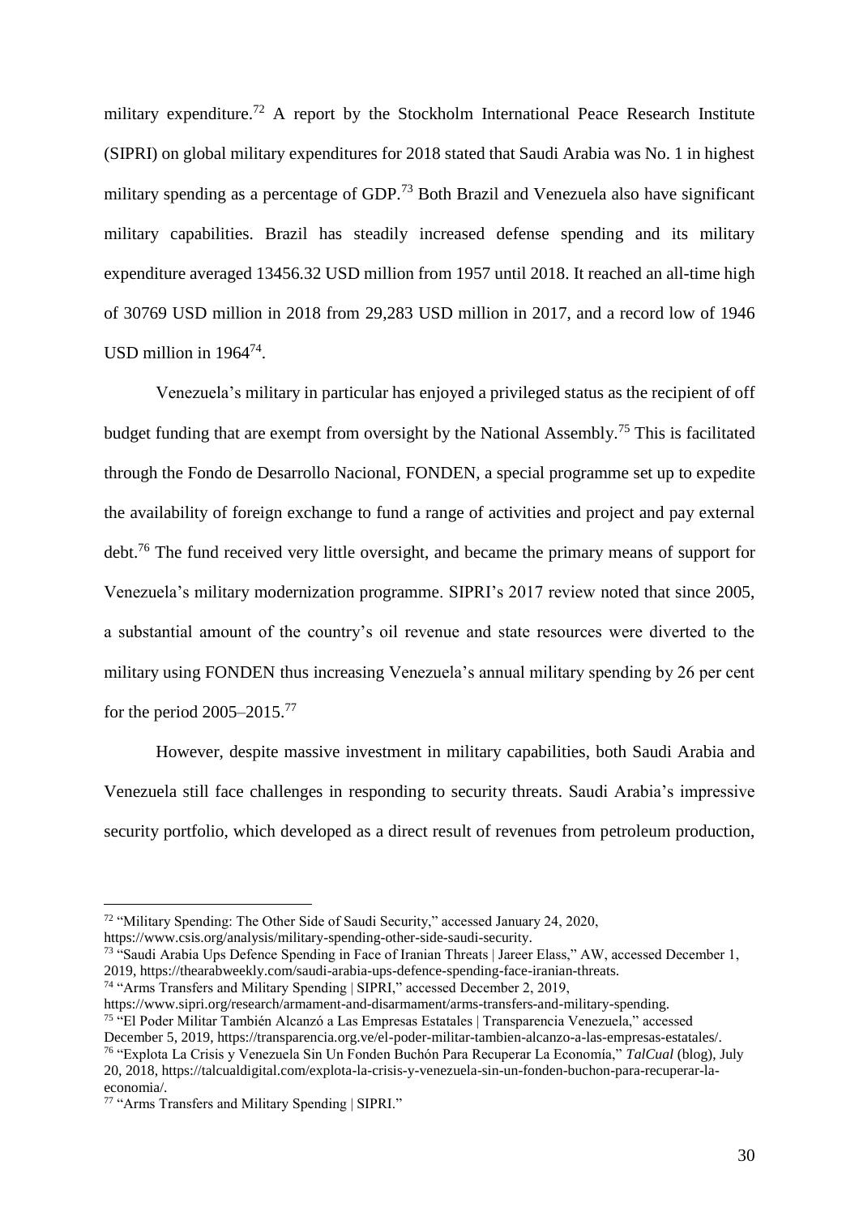military expenditure.[72] A report by the Stockholm International Peace Research Institute (SIPRI) on global military expenditures for 2018 stated that Saudi Arabia was No. 1 in highest military spending as a percentage of GDP.[73] Both Brazil and Venezuela also have significant military capabilities. Brazil has steadily increased defense spending and its military expenditure averaged 13456.32 USD million from 1957 until 2018. It reached an all-time high of 30769 USD million in 2018 from 29,283 USD million in 2017, and a record low of 1946 USD million in 1964[74].

Venezuela's military in particular has enjoyed a privileged status as the recipient of off budget funding that are exempt from oversight by the National Assembly.[75] This is facilitated through the Fondo de Desarrollo Nacional, FONDEN, a special programme set up to expedite the availability of foreign exchange to fund a range of activities and project and pay external debt.[76] The fund received very little oversight, and became the primary means of support for Venezuela's military modernization programme. SIPRI's 2017 review noted that since 2005, a substantial amount of the country's oil revenue and state resources were diverted to the military using FONDEN thus increasing Venezuela's annual military spending by 26 per cent for the period 2005–2015.[77]

However, despite massive investment in military capabilities, both Saudi Arabia and Venezuela still face challenges in responding to security threats. Saudi Arabia's impressive security portfolio, which developed as a direct result of revenues from petroleum production,

---

[72] "Military Spending: The Other Side of Saudi Security," accessed January 24, 2020, https://www.csis.org/analysis/military-spending-other-side-saudi-security.

[73] "Saudi Arabia Ups Defence Spending in Face of Iranian Threats | Jareer Elass," AW, accessed December 1, 2019, https://thearabweekly.com/saudi-arabia-ups-defence-spending-face-iranian-threats.

[74] "Arms Transfers and Military Spending | SIPRI," accessed December 2, 2019, https://www.sipri.org/research/armament-and-disarmament/arms-transfers-and-military-spending.

[75] "El Poder Militar También Alcanzó a Las Empresas Estatales | Transparencia Venezuela," accessed December 5, 2019, https://transparencia.org.ve/el-poder-militar-tambien-alcanzo-a-las-empresas-estatales/.

[76] "Explota La Crisis y Venezuela Sin Un Fonden Buchón Para Recuperar La Economía," *TalCual* (blog), July 20, 2018, https://talcualdigital.com/explota-la-crisis-y-venezuela-sin-un-fonden-buchon-para-recuperar-la-economia/.

[77] "Arms Transfers and Military Spending | SIPRI."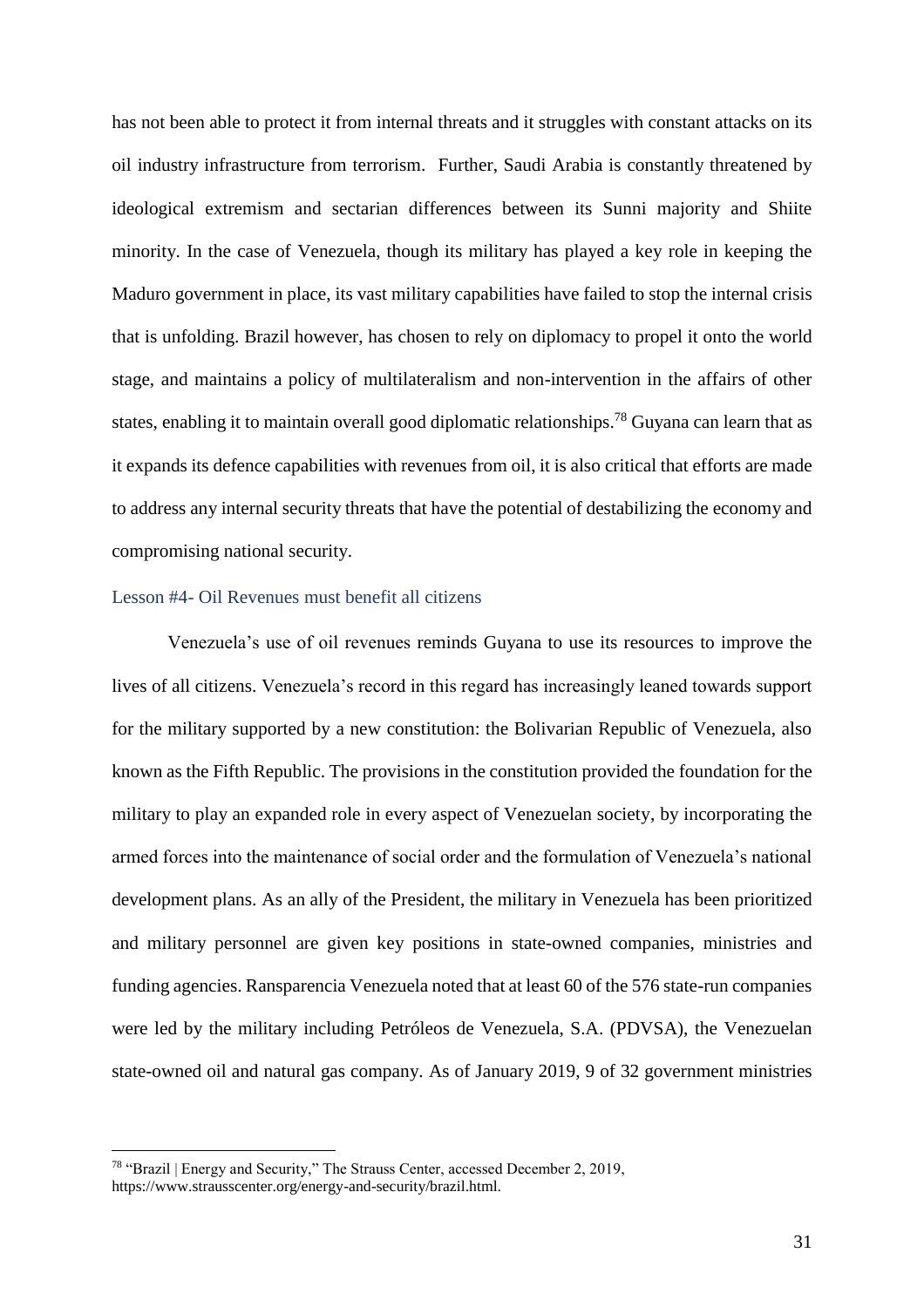has not been able to protect it from internal threats and it struggles with constant attacks on its oil industry infrastructure from terrorism. Further, Saudi Arabia is constantly threatened by ideological extremism and sectarian differences between its Sunni majority and Shiite minority. In the case of Venezuela, though its military has played a key role in keeping the Maduro government in place, its vast military capabilities have failed to stop the internal crisis that is unfolding. Brazil however, has chosen to rely on diplomacy to propel it onto the world stage, and maintains a policy of multilateralism and non-intervention in the affairs of other states, enabling it to maintain overall good diplomatic relationships.[78] Guyana can learn that as it expands its defence capabilities with revenues from oil, it is also critical that efforts are made to address any internal security threats that have the potential of destabilizing the economy and compromising national security.

### Lesson #4- Oil Revenues must benefit all citizens

Venezuela's use of oil revenues reminds Guyana to use its resources to improve the lives of all citizens. Venezuela's record in this regard has increasingly leaned towards support for the military supported by a new constitution: the Bolivarian Republic of Venezuela, also known as the Fifth Republic. The provisions in the constitution provided the foundation for the military to play an expanded role in every aspect of Venezuelan society, by incorporating the armed forces into the maintenance of social order and the formulation of Venezuela's national development plans. As an ally of the President, the military in Venezuela has been prioritized and military personnel are given key positions in state-owned companies, ministries and funding agencies. Ransparencia Venezuela noted that at least 60 of the 576 state-run companies were led by the military including Petróleos de Venezuela, S.A. (PDVSA), the Venezuelan state-owned oil and natural gas company. As of January 2019, 9 of 32 government ministries

[78] "Brazil | Energy and Security," The Strauss Center, accessed December 2, 2019, https://www.strausscenter.org/energy-and-security/brazil.html.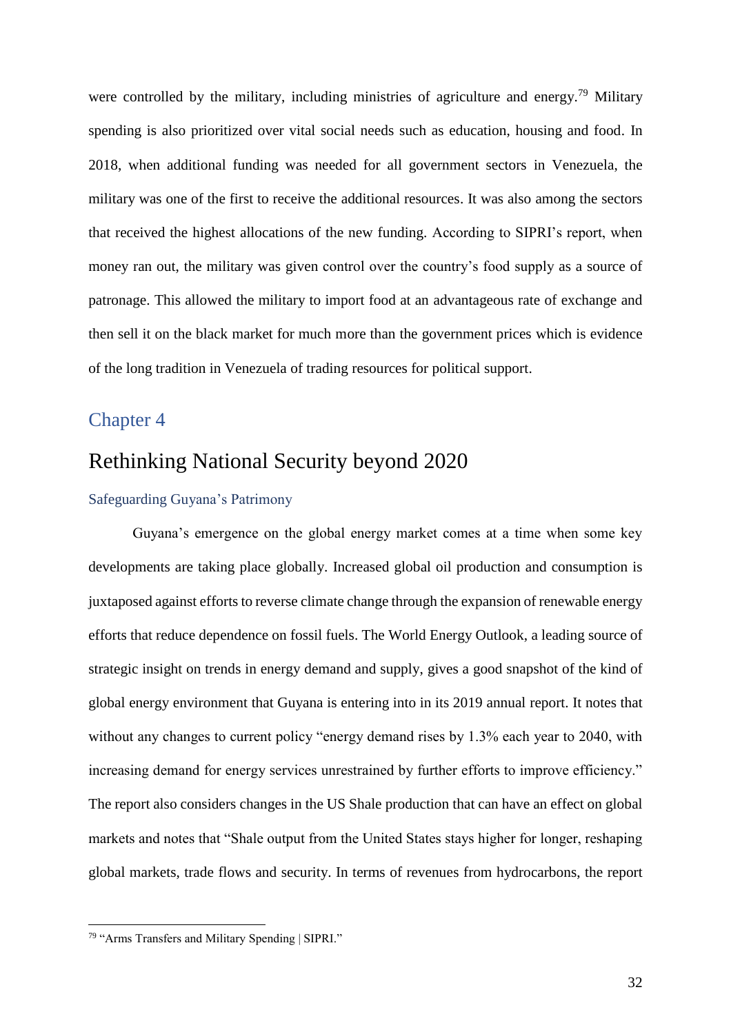were controlled by the military, including ministries of agriculture and energy.[79] Military spending is also prioritized over vital social needs such as education, housing and food. In 2018, when additional funding was needed for all government sectors in Venezuela, the military was one of the first to receive the additional resources. It was also among the sectors that received the highest allocations of the new funding. According to SIPRI's report, when money ran out, the military was given control over the country's food supply as a source of patronage. This allowed the military to import food at an advantageous rate of exchange and then sell it on the black market for much more than the government prices which is evidence of the long tradition in Venezuela of trading resources for political support.

## Chapter 4

# Rethinking National Security beyond 2020

### Safeguarding Guyana's Patrimony

Guyana's emergence on the global energy market comes at a time when some key developments are taking place globally. Increased global oil production and consumption is juxtaposed against efforts to reverse climate change through the expansion of renewable energy efforts that reduce dependence on fossil fuels. The World Energy Outlook, a leading source of strategic insight on trends in energy demand and supply, gives a good snapshot of the kind of global energy environment that Guyana is entering into in its 2019 annual report. It notes that without any changes to current policy "energy demand rises by 1.3% each year to 2040, with increasing demand for energy services unrestrained by further efforts to improve efficiency." The report also considers changes in the US Shale production that can have an effect on global markets and notes that "Shale output from the United States stays higher for longer, reshaping global markets, trade flows and security. In terms of revenues from hydrocarbons, the report

[79] "Arms Transfers and Military Spending | SIPRI."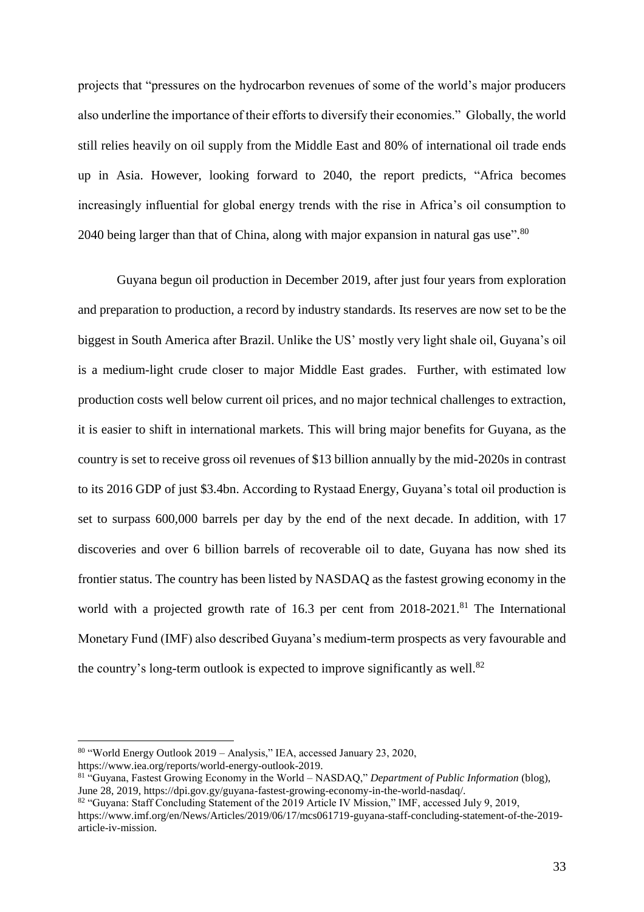projects that "pressures on the hydrocarbon revenues of some of the world's major producers also underline the importance of their efforts to diversify their economies." Globally, the world still relies heavily on oil supply from the Middle East and 80% of international oil trade ends up in Asia. However, looking forward to 2040, the report predicts, "Africa becomes increasingly influential for global energy trends with the rise in Africa's oil consumption to 2040 being larger than that of China, along with major expansion in natural gas use".[80]

Guyana begun oil production in December 2019, after just four years from exploration and preparation to production, a record by industry standards. Its reserves are now set to be the biggest in South America after Brazil. Unlike the US' mostly very light shale oil, Guyana's oil is a medium-light crude closer to major Middle East grades. Further, with estimated low production costs well below current oil prices, and no major technical challenges to extraction, it is easier to shift in international markets. This will bring major benefits for Guyana, as the country is set to receive gross oil revenues of \$13 billion annually by the mid-2020s in contrast to its 2016 GDP of just \$3.4bn. According to Rystaad Energy, Guyana's total oil production is set to surpass 600,000 barrels per day by the end of the next decade. In addition, with 17 discoveries and over 6 billion barrels of recoverable oil to date, Guyana has now shed its frontier status. The country has been listed by NASDAQ as the fastest growing economy in the world with a projected growth rate of 16.3 per cent from 2018-2021.[81] The International Monetary Fund (IMF) also described Guyana's medium-term prospects as very favourable and the country's long-term outlook is expected to improve significantly as well.[82]

---

[80] "World Energy Outlook 2019 – Analysis," IEA, accessed January 23, 2020, https://www.iea.org/reports/world-energy-outlook-2019.

[81] "Guyana, Fastest Growing Economy in the World – NASDAQ," *Department of Public Information* (blog), June 28, 2019, https://dpi.gov.gy/guyana-fastest-growing-economy-in-the-world-nasdaq/.

[82] "Guyana: Staff Concluding Statement of the 2019 Article IV Mission," IMF, accessed July 9, 2019, https://www.imf.org/en/News/Articles/2019/06/17/mcs061719-guyana-staff-concluding-statement-of-the-2019-article-iv-mission.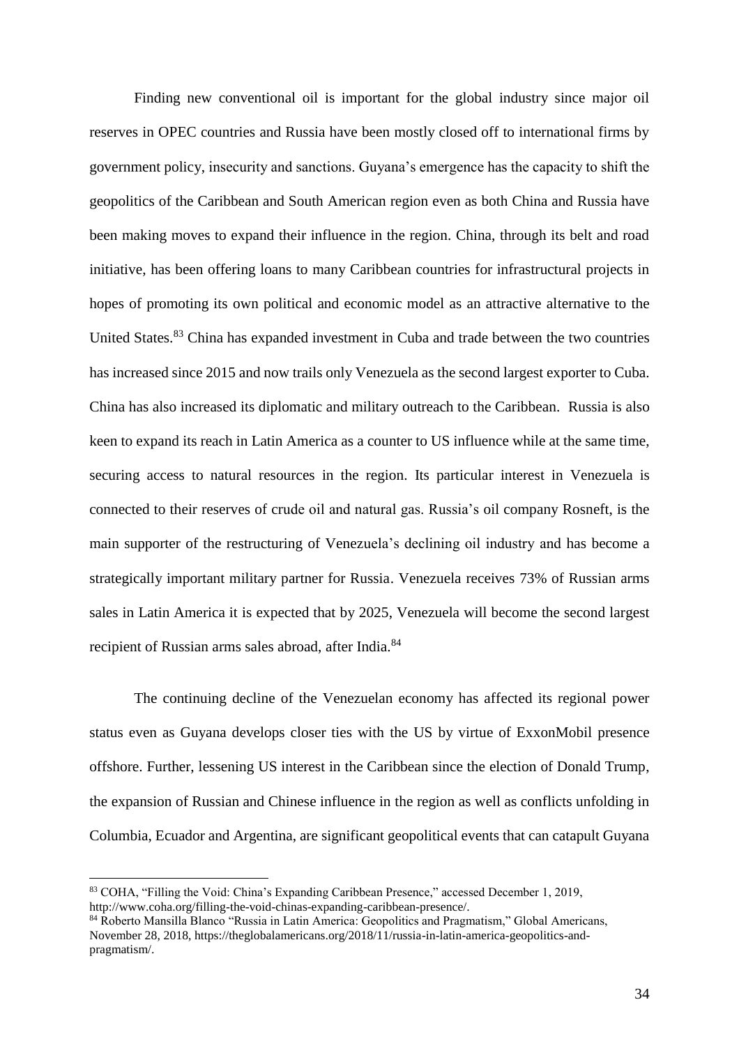Finding new conventional oil is important for the global industry since major oil reserves in OPEC countries and Russia have been mostly closed off to international firms by government policy, insecurity and sanctions. Guyana's emergence has the capacity to shift the geopolitics of the Caribbean and South American region even as both China and Russia have been making moves to expand their influence in the region. China, through its belt and road initiative, has been offering loans to many Caribbean countries for infrastructural projects in hopes of promoting its own political and economic model as an attractive alternative to the United States.[83] China has expanded investment in Cuba and trade between the two countries has increased since 2015 and now trails only Venezuela as the second largest exporter to Cuba. China has also increased its diplomatic and military outreach to the Caribbean. Russia is also keen to expand its reach in Latin America as a counter to US influence while at the same time, securing access to natural resources in the region. Its particular interest in Venezuela is connected to their reserves of crude oil and natural gas. Russia's oil company Rosneft, is the main supporter of the restructuring of Venezuela's declining oil industry and has become a strategically important military partner for Russia. Venezuela receives 73% of Russian arms sales in Latin America it is expected that by 2025, Venezuela will become the second largest recipient of Russian arms sales abroad, after India.[84]

The continuing decline of the Venezuelan economy has affected its regional power status even as Guyana develops closer ties with the US by virtue of ExxonMobil presence offshore. Further, lessening US interest in the Caribbean since the election of Donald Trump, the expansion of Russian and Chinese influence in the region as well as conflicts unfolding in Columbia, Ecuador and Argentina, are significant geopolitical events that can catapult Guyana

---

[83] COHA, "Filling the Void: China's Expanding Caribbean Presence," accessed December 1, 2019, http://www.coha.org/filling-the-void-chinas-expanding-caribbean-presence/.

[84] Roberto Mansilla Blanco "Russia in Latin America: Geopolitics and Pragmatism," Global Americans, November 28, 2018, https://theglobalamericans.org/2018/11/russia-in-latin-america-geopolitics-and-pragmatism/.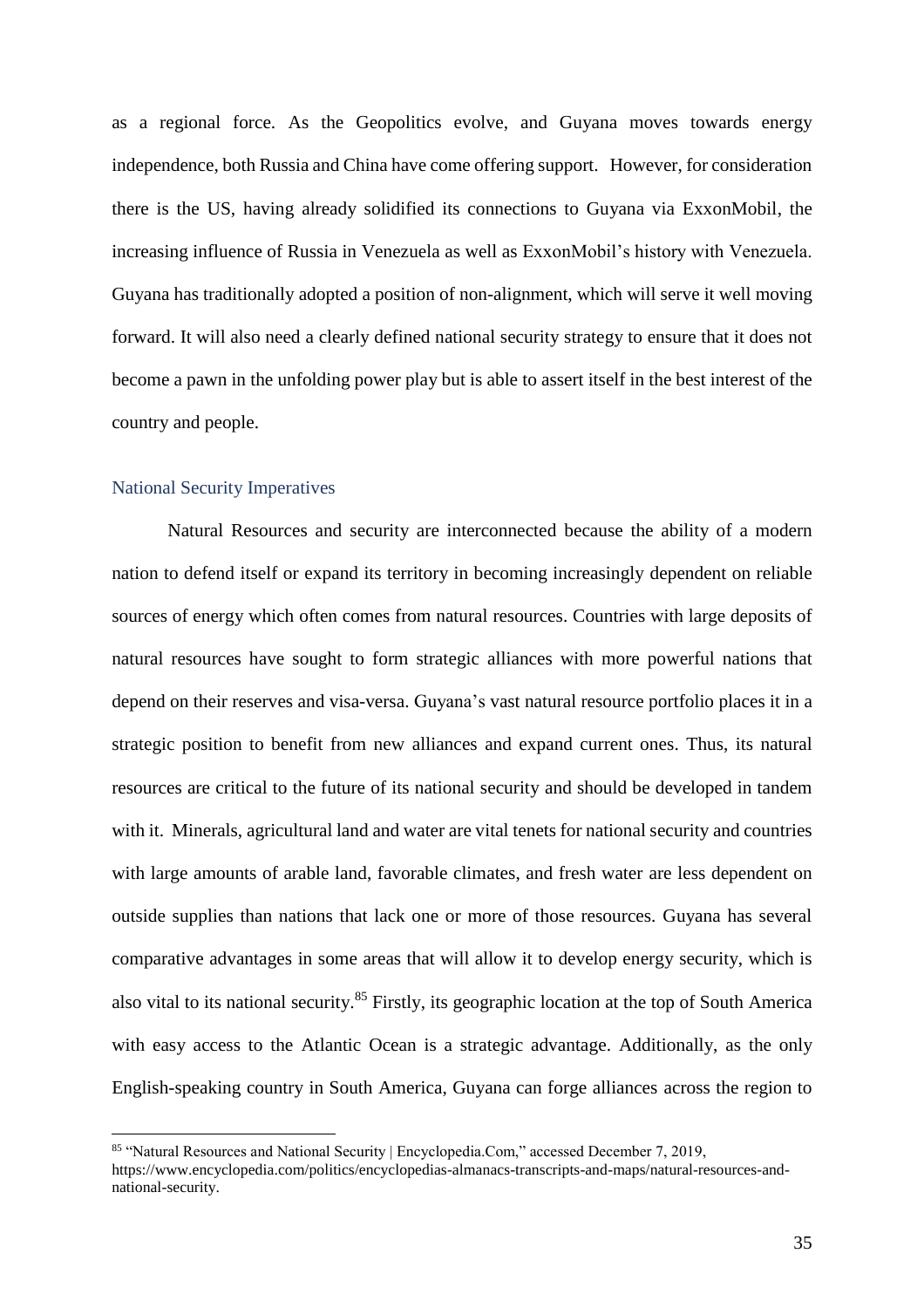as a regional force. As the Geopolitics evolve, and Guyana moves towards energy independence, both Russia and China have come offering support. However, for consideration there is the US, having already solidified its connections to Guyana via ExxonMobil, the increasing influence of Russia in Venezuela as well as ExxonMobil's history with Venezuela. Guyana has traditionally adopted a position of non-alignment, which will serve it well moving forward. It will also need a clearly defined national security strategy to ensure that it does not become a pawn in the unfolding power play but is able to assert itself in the best interest of the country and people.

## National Security Imperatives

Natural Resources and security are interconnected because the ability of a modern nation to defend itself or expand its territory in becoming increasingly dependent on reliable sources of energy which often comes from natural resources. Countries with large deposits of natural resources have sought to form strategic alliances with more powerful nations that depend on their reserves and visa-versa. Guyana's vast natural resource portfolio places it in a strategic position to benefit from new alliances and expand current ones. Thus, its natural resources are critical to the future of its national security and should be developed in tandem with it. Minerals, agricultural land and water are vital tenets for national security and countries with large amounts of arable land, favorable climates, and fresh water are less dependent on outside supplies than nations that lack one or more of those resources. Guyana has several comparative advantages in some areas that will allow it to develop energy security, which is also vital to its national security.[85] Firstly, its geographic location at the top of South America with easy access to the Atlantic Ocean is a strategic advantage. Additionally, as the only English-speaking country in South America, Guyana can forge alliances across the region to

---

[85] "Natural Resources and National Security | Encyclopedia.Com," accessed December 7, 2019, https://www.encyclopedia.com/politics/encyclopedias-almanacs-transcripts-and-maps/natural-resources-and-national-security.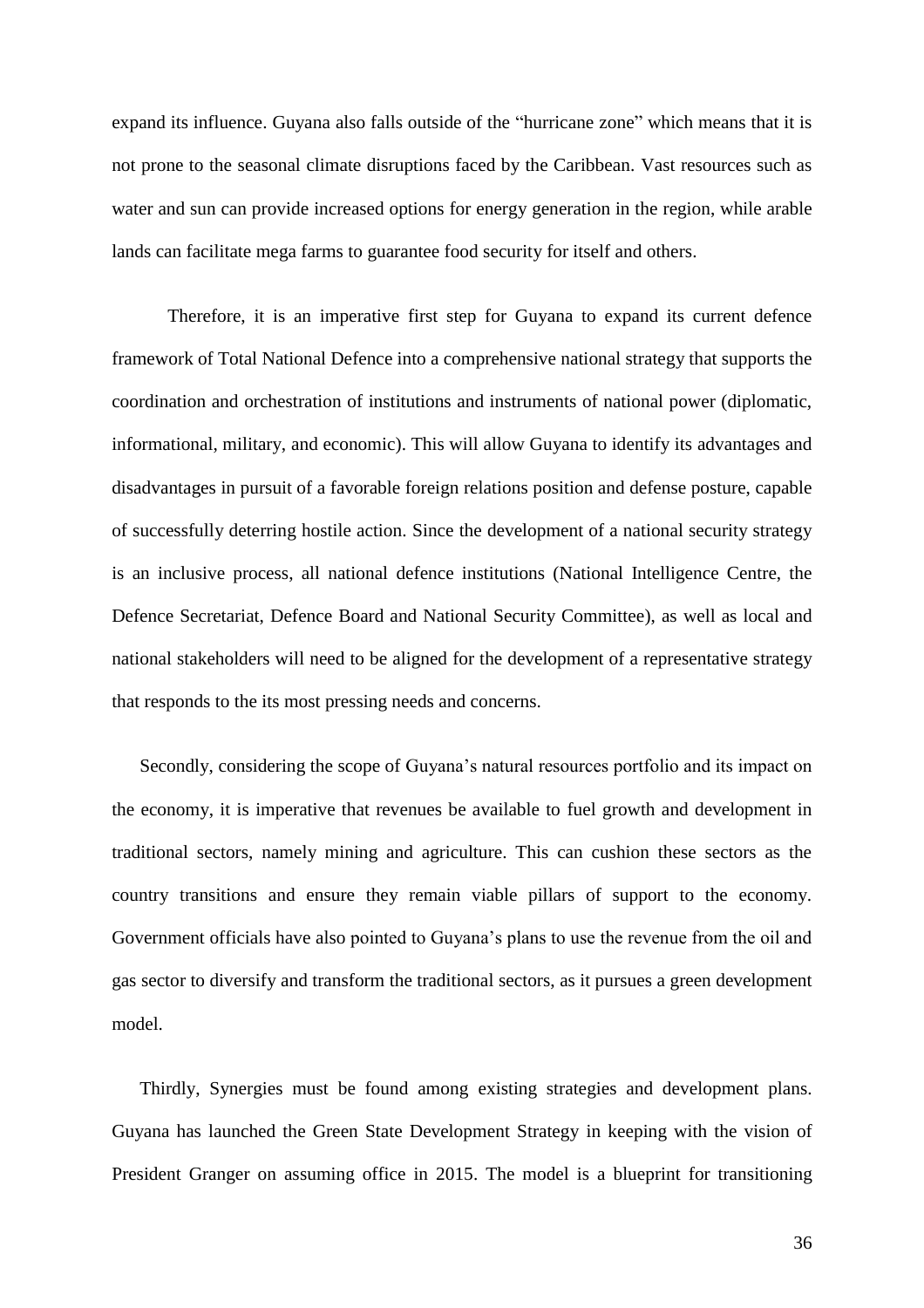expand its influence. Guyana also falls outside of the "hurricane zone" which means that it is not prone to the seasonal climate disruptions faced by the Caribbean. Vast resources such as water and sun can provide increased options for energy generation in the region, while arable lands can facilitate mega farms to guarantee food security for itself and others.

Therefore, it is an imperative first step for Guyana to expand its current defence framework of Total National Defence into a comprehensive national strategy that supports the coordination and orchestration of institutions and instruments of national power (diplomatic, informational, military, and economic). This will allow Guyana to identify its advantages and disadvantages in pursuit of a favorable foreign relations position and defense posture, capable of successfully deterring hostile action. Since the development of a national security strategy is an inclusive process, all national defence institutions (National Intelligence Centre, the Defence Secretariat, Defence Board and National Security Committee), as well as local and national stakeholders will need to be aligned for the development of a representative strategy that responds to the its most pressing needs and concerns.

Secondly, considering the scope of Guyana's natural resources portfolio and its impact on the economy, it is imperative that revenues be available to fuel growth and development in traditional sectors, namely mining and agriculture. This can cushion these sectors as the country transitions and ensure they remain viable pillars of support to the economy. Government officials have also pointed to Guyana's plans to use the revenue from the oil and gas sector to diversify and transform the traditional sectors, as it pursues a green development model.

Thirdly, Synergies must be found among existing strategies and development plans. Guyana has launched the Green State Development Strategy in keeping with the vision of President Granger on assuming office in 2015. The model is a blueprint for transitioning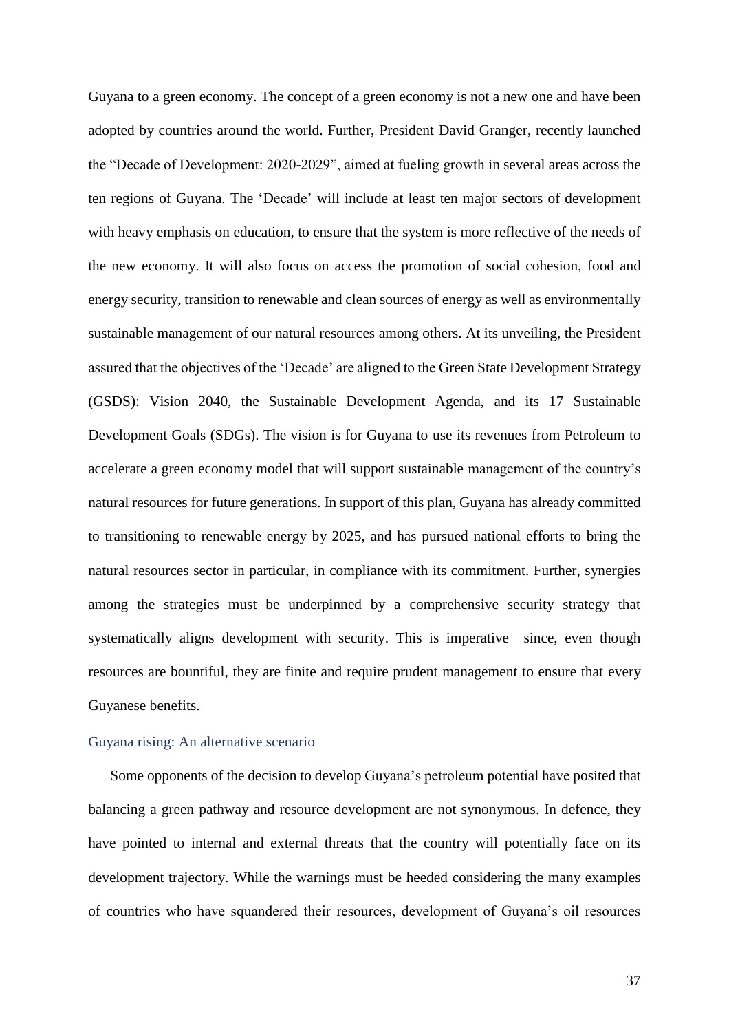Guyana to a green economy. The concept of a green economy is not a new one and have been adopted by countries around the world. Further, President David Granger, recently launched the "Decade of Development: 2020-2029", aimed at fueling growth in several areas across the ten regions of Guyana. The 'Decade' will include at least ten major sectors of development with heavy emphasis on education, to ensure that the system is more reflective of the needs of the new economy. It will also focus on access the promotion of social cohesion, food and energy security, transition to renewable and clean sources of energy as well as environmentally sustainable management of our natural resources among others. At its unveiling, the President assured that the objectives of the 'Decade' are aligned to the Green State Development Strategy (GSDS): Vision 2040, the Sustainable Development Agenda, and its 17 Sustainable Development Goals (SDGs). The vision is for Guyana to use its revenues from Petroleum to accelerate a green economy model that will support sustainable management of the country's natural resources for future generations. In support of this plan, Guyana has already committed to transitioning to renewable energy by 2025, and has pursued national efforts to bring the natural resources sector in particular, in compliance with its commitment. Further, synergies among the strategies must be underpinned by a comprehensive security strategy that systematically aligns development with security. This is imperative since, even though resources are bountiful, they are finite and require prudent management to ensure that every Guyanese benefits.

### Guyana rising: An alternative scenario

Some opponents of the decision to develop Guyana's petroleum potential have posited that balancing a green pathway and resource development are not synonymous. In defence, they have pointed to internal and external threats that the country will potentially face on its development trajectory. While the warnings must be heeded considering the many examples of countries who have squandered their resources, development of Guyana's oil resources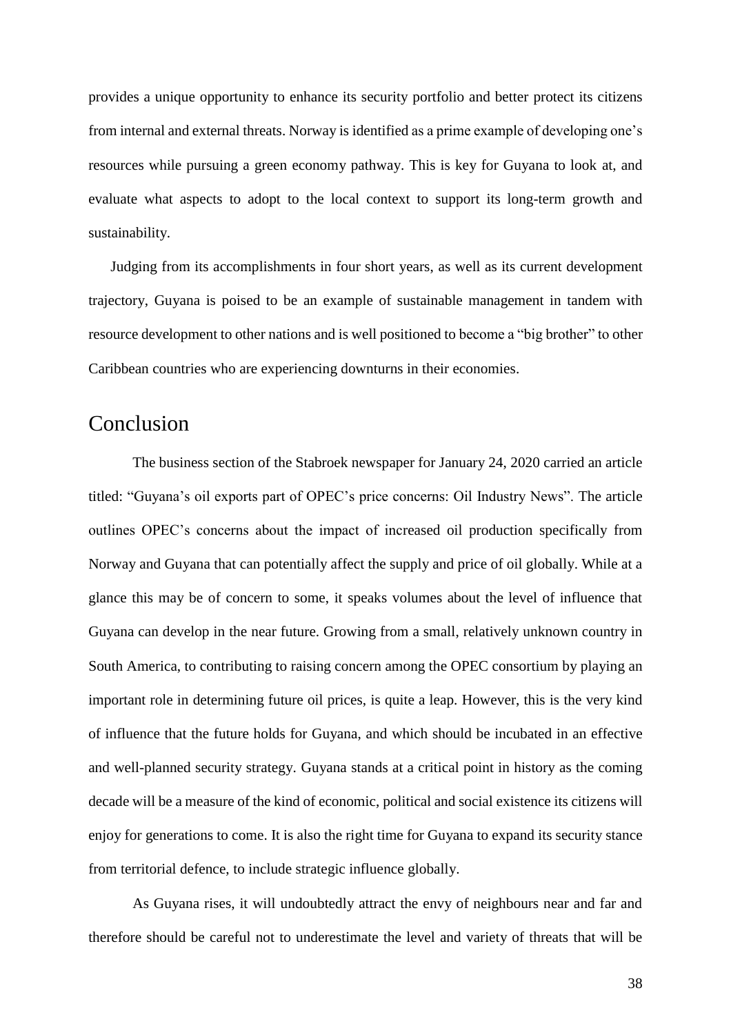provides a unique opportunity to enhance its security portfolio and better protect its citizens from internal and external threats. Norway is identified as a prime example of developing one's resources while pursuing a green economy pathway. This is key for Guyana to look at, and evaluate what aspects to adopt to the local context to support its long-term growth and sustainability.

Judging from its accomplishments in four short years, as well as its current development trajectory, Guyana is poised to be an example of sustainable management in tandem with resource development to other nations and is well positioned to become a "big brother" to other Caribbean countries who are experiencing downturns in their economies.

# Conclusion

The business section of the Stabroek newspaper for January 24, 2020 carried an article titled: "Guyana's oil exports part of OPEC's price concerns: Oil Industry News". The article outlines OPEC's concerns about the impact of increased oil production specifically from Norway and Guyana that can potentially affect the supply and price of oil globally. While at a glance this may be of concern to some, it speaks volumes about the level of influence that Guyana can develop in the near future. Growing from a small, relatively unknown country in South America, to contributing to raising concern among the OPEC consortium by playing an important role in determining future oil prices, is quite a leap. However, this is the very kind of influence that the future holds for Guyana, and which should be incubated in an effective and well-planned security strategy. Guyana stands at a critical point in history as the coming decade will be a measure of the kind of economic, political and social existence its citizens will enjoy for generations to come. It is also the right time for Guyana to expand its security stance from territorial defence, to include strategic influence globally.

As Guyana rises, it will undoubtedly attract the envy of neighbours near and far and therefore should be careful not to underestimate the level and variety of threats that will be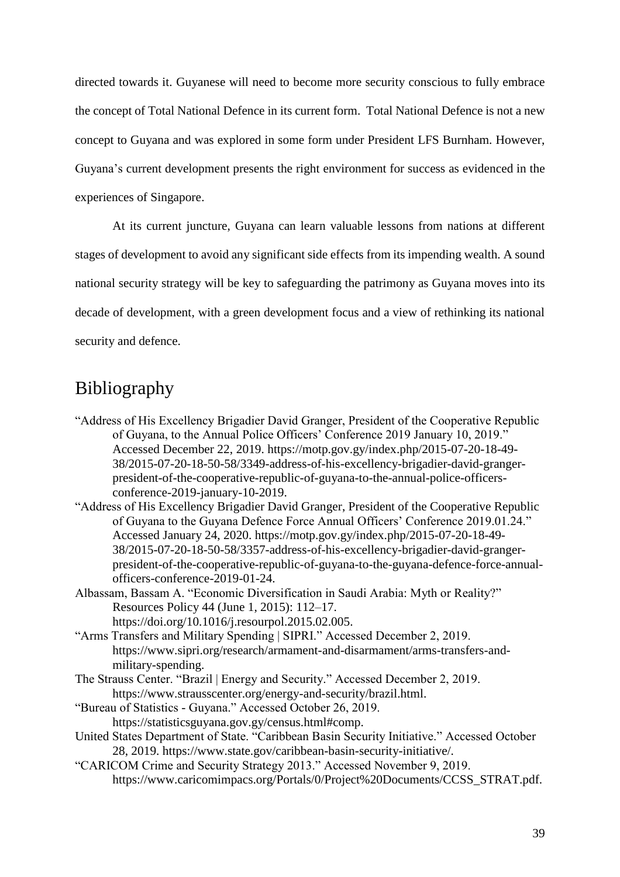directed towards it. Guyanese will need to become more security conscious to fully embrace the concept of Total National Defence in its current form. Total National Defence is not a new concept to Guyana and was explored in some form under President LFS Burnham. However, Guyana's current development presents the right environment for success as evidenced in the experiences of Singapore.

At its current juncture, Guyana can learn valuable lessons from nations at different stages of development to avoid any significant side effects from its impending wealth. A sound national security strategy will be key to safeguarding the patrimony as Guyana moves into its decade of development, with a green development focus and a view of rethinking its national security and defence.

# Bibliography

"Address of His Excellency Brigadier David Granger, President of the Cooperative Republic of Guyana, to the Annual Police Officers' Conference 2019 January 10, 2019." Accessed December 22, 2019. https://motp.gov.gy/index.php/2015-07-20-18-49-38/2015-07-20-18-50-58/3349-address-of-his-excellency-brigadier-david-granger-president-of-the-cooperative-republic-of-guyana-to-the-annual-police-officers-conference-2019-january-10-2019.

"Address of His Excellency Brigadier David Granger, President of the Cooperative Republic of Guyana to the Guyana Defence Force Annual Officers' Conference 2019.01.24." Accessed January 24, 2020. https://motp.gov.gy/index.php/2015-07-20-18-49-38/2015-07-20-18-50-58/3357-address-of-his-excellency-brigadier-david-granger-president-of-the-cooperative-republic-of-guyana-to-the-guyana-defence-force-annual-officers-conference-2019-01-24.

Albassam, Bassam A. "Economic Diversification in Saudi Arabia: Myth or Reality?" Resources Policy 44 (June 1, 2015): 112–17. https://doi.org/10.1016/j.resourpol.2015.02.005.

"Arms Transfers and Military Spending | SIPRI." Accessed December 2, 2019. https://www.sipri.org/research/armament-and-disarmament/arms-transfers-and-military-spending.

The Strauss Center. "Brazil | Energy and Security." Accessed December 2, 2019. https://www.strausscenter.org/energy-and-security/brazil.html.

"Bureau of Statistics - Guyana." Accessed October 26, 2019. https://statisticsguyana.gov.gy/census.html#comp.

United States Department of State. "Caribbean Basin Security Initiative." Accessed October 28, 2019. https://www.state.gov/caribbean-basin-security-initiative/.

"CARICOM Crime and Security Strategy 2013." Accessed November 9, 2019. https://www.caricomimpacs.org/Portals/0/Project%20Documents/CCSS_STRAT.pdf.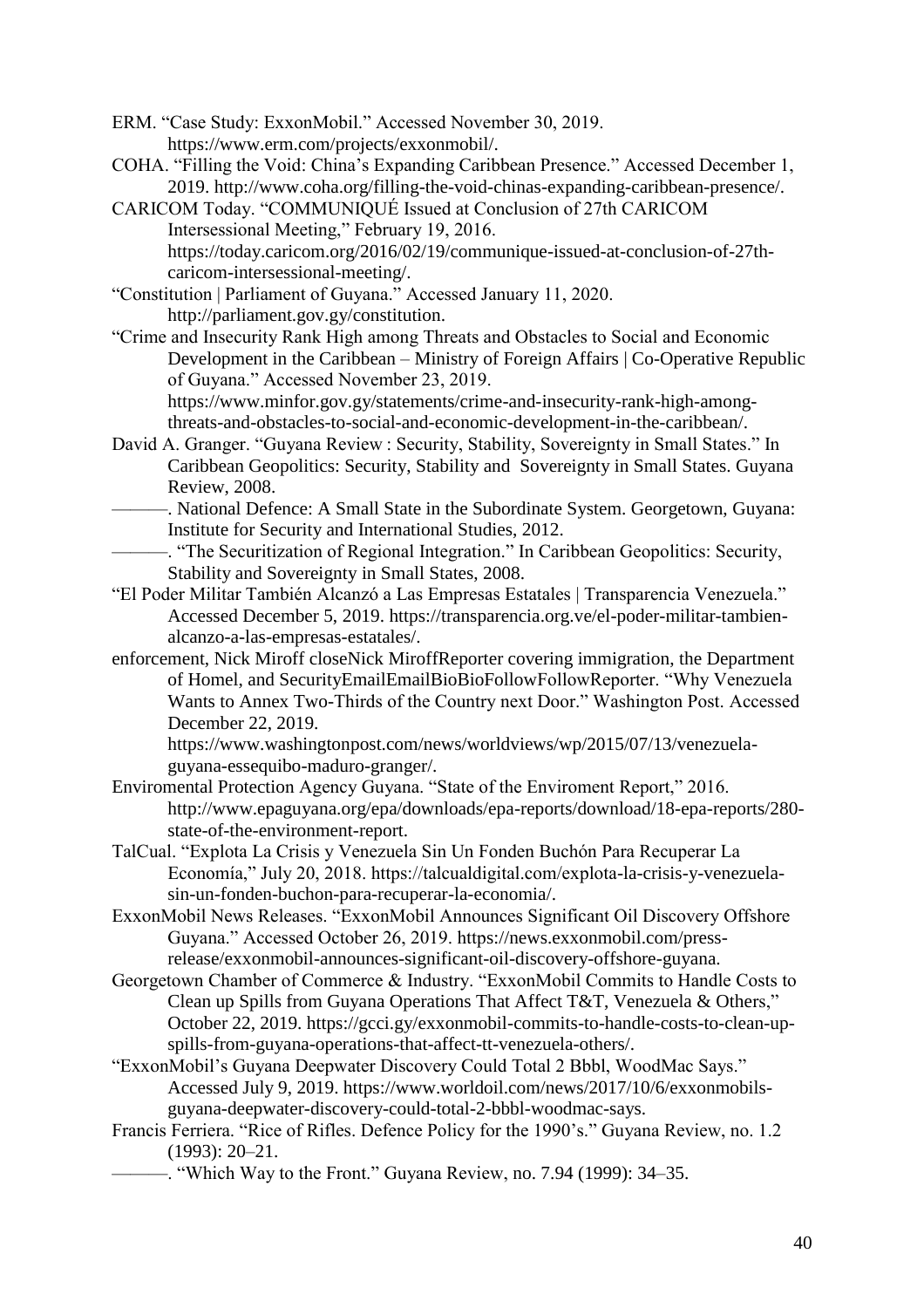ERM. "Case Study: ExxonMobil." Accessed November 30, 2019. https://www.erm.com/projects/exxonmobil/.

COHA. "Filling the Void: China's Expanding Caribbean Presence." Accessed December 1, 2019. http://www.coha.org/filling-the-void-chinas-expanding-caribbean-presence/.

CARICOM Today. "COMMUNIQUÉ Issued at Conclusion of 27th CARICOM Intersessional Meeting," February 19, 2016. https://today.caricom.org/2016/02/19/communique-issued-at-conclusion-of-27th-caricom-intersessional-meeting/.

"Constitution | Parliament of Guyana." Accessed January 11, 2020. http://parliament.gov.gy/constitution.

"Crime and Insecurity Rank High among Threats and Obstacles to Social and Economic Development in the Caribbean – Ministry of Foreign Affairs | Co-Operative Republic of Guyana." Accessed November 23, 2019. https://www.minfor.gov.gy/statements/crime-and-insecurity-rank-high-among-threats-and-obstacles-to-social-and-economic-development-in-the-caribbean/.

David A. Granger. "Guyana Review : Security, Stability, Sovereignty in Small States." In Caribbean Geopolitics: Security, Stability and Sovereignty in Small States. Guyana Review, 2008.

———. National Defence: A Small State in the Subordinate System. Georgetown, Guyana: Institute for Security and International Studies, 2012.

———. "The Securitization of Regional Integration." In Caribbean Geopolitics: Security, Stability and Sovereignty in Small States, 2008.

"El Poder Militar También Alcanzó a Las Empresas Estatales | Transparencia Venezuela." Accessed December 5, 2019. https://transparencia.org.ve/el-poder-militar-tambien-alcanzo-a-las-empresas-estatales/.

enforcement, Nick Miroff closeNick MiroffReporter covering immigration, the Department of Homel, and SecurityEmailEmailBioBioFollowFollowReporter. "Why Venezuela Wants to Annex Two-Thirds of the Country next Door." Washington Post. Accessed December 22, 2019. https://www.washingtonpost.com/news/worldviews/wp/2015/07/13/venezuela-guyana-essequibo-maduro-granger/.

Enviromental Protection Agency Guyana. "State of the Enviroment Report," 2016. http://www.epaguyana.org/epa/downloads/epa-reports/download/18-epa-reports/280-state-of-the-environment-report.

TalCual. "Explota La Crisis y Venezuela Sin Un Fonden Buchón Para Recuperar La Economía," July 20, 2018. https://talcualdigital.com/explota-la-crisis-y-venezuela-sin-un-fonden-buchon-para-recuperar-la-economia/.

ExxonMobil News Releases. "ExxonMobil Announces Significant Oil Discovery Offshore Guyana." Accessed October 26, 2019. https://news.exxonmobil.com/press-release/exxonmobil-announces-significant-oil-discovery-offshore-guyana.

Georgetown Chamber of Commerce & Industry. "ExxonMobil Commits to Handle Costs to Clean up Spills from Guyana Operations That Affect T&T, Venezuela & Others," October 22, 2019. https://gcci.gy/exxonmobil-commits-to-handle-costs-to-clean-up-spills-from-guyana-operations-that-affect-tt-venezuela-others/.

"ExxonMobil's Guyana Deepwater Discovery Could Total 2 Bbbl, WoodMac Says." Accessed July 9, 2019. https://www.worldoil.com/news/2017/10/6/exxonmobils-guyana-deepwater-discovery-could-total-2-bbbl-woodmac-says.

Francis Ferriera. "Rice of Rifles. Defence Policy for the 1990's." Guyana Review, no. 1.2 (1993): 20–21.

———. "Which Way to the Front." Guyana Review, no. 7.94 (1999): 34–35.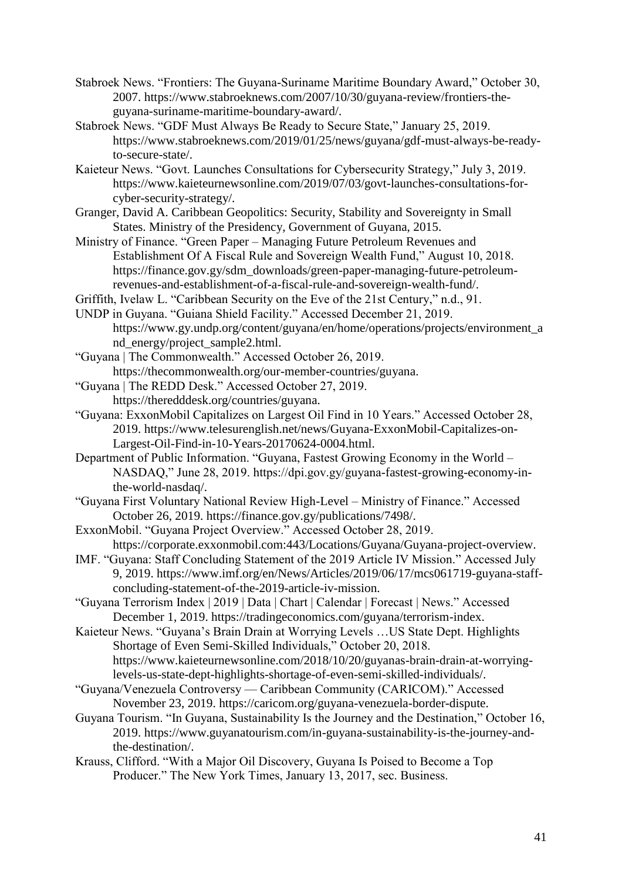Stabroek News. "Frontiers: The Guyana-Suriname Maritime Boundary Award," October 30, 2007. https://www.stabroeknews.com/2007/10/30/guyana-review/frontiers-the-guyana-suriname-maritime-boundary-award/.

Stabroek News. "GDF Must Always Be Ready to Secure State," January 25, 2019. https://www.stabroeknews.com/2019/01/25/news/guyana/gdf-must-always-be-ready-to-secure-state/.

Kaieteur News. "Govt. Launches Consultations for Cybersecurity Strategy," July 3, 2019. https://www.kaieteurnewsonline.com/2019/07/03/govt-launches-consultations-for-cyber-security-strategy/.

Granger, David A. Caribbean Geopolitics: Security, Stability and Sovereignty in Small States. Ministry of the Presidency, Government of Guyana, 2015.

Ministry of Finance. "Green Paper – Managing Future Petroleum Revenues and Establishment Of A Fiscal Rule and Sovereign Wealth Fund," August 10, 2018. https://finance.gov.gy/sdm_downloads/green-paper-managing-future-petroleum-revenues-and-establishment-of-a-fiscal-rule-and-sovereign-wealth-fund/.

Griffith, Ivelaw L. "Caribbean Security on the Eve of the 21st Century," n.d., 91.

UNDP in Guyana. "Guiana Shield Facility." Accessed December 21, 2019. https://www.gy.undp.org/content/guyana/en/home/operations/projects/environment_and_energy/project_sample2.html.

"Guyana | The Commonwealth." Accessed October 26, 2019. https://thecommonwealth.org/our-member-countries/guyana.

"Guyana | The REDD Desk." Accessed October 27, 2019. https://theredddesk.org/countries/guyana.

"Guyana: ExxonMobil Capitalizes on Largest Oil Find in 10 Years." Accessed October 28, 2019. https://www.telesurenglish.net/news/Guyana-ExxonMobil-Capitalizes-on-Largest-Oil-Find-in-10-Years-20170624-0004.html.

Department of Public Information. "Guyana, Fastest Growing Economy in the World – NASDAQ," June 28, 2019. https://dpi.gov.gy/guyana-fastest-growing-economy-in-the-world-nasdaq/.

"Guyana First Voluntary National Review High-Level – Ministry of Finance." Accessed October 26, 2019. https://finance.gov.gy/publications/7498/.

ExxonMobil. "Guyana Project Overview." Accessed October 28, 2019. https://corporate.exxonmobil.com:443/Locations/Guyana/Guyana-project-overview.

IMF. "Guyana: Staff Concluding Statement of the 2019 Article IV Mission." Accessed July 9, 2019. https://www.imf.org/en/News/Articles/2019/06/17/mcs061719-guyana-staff-concluding-statement-of-the-2019-article-iv-mission.

"Guyana Terrorism Index | 2019 | Data | Chart | Calendar | Forecast | News." Accessed December 1, 2019. https://tradingeconomics.com/guyana/terrorism-index.

Kaieteur News. "Guyana's Brain Drain at Worrying Levels …US State Dept. Highlights Shortage of Even Semi-Skilled Individuals," October 20, 2018. https://www.kaieteurnewsonline.com/2018/10/20/guyanas-brain-drain-at-worrying-levels-us-state-dept-highlights-shortage-of-even-semi-skilled-individuals/.

"Guyana/Venezuela Controversy — Caribbean Community (CARICOM)." Accessed November 23, 2019. https://caricom.org/guyana-venezuela-border-dispute.

Guyana Tourism. "In Guyana, Sustainability Is the Journey and the Destination," October 16, 2019. https://www.guyanatourism.com/in-guyana-sustainability-is-the-journey-and-the-destination/.

Krauss, Clifford. "With a Major Oil Discovery, Guyana Is Poised to Become a Top Producer." The New York Times, January 13, 2017, sec. Business.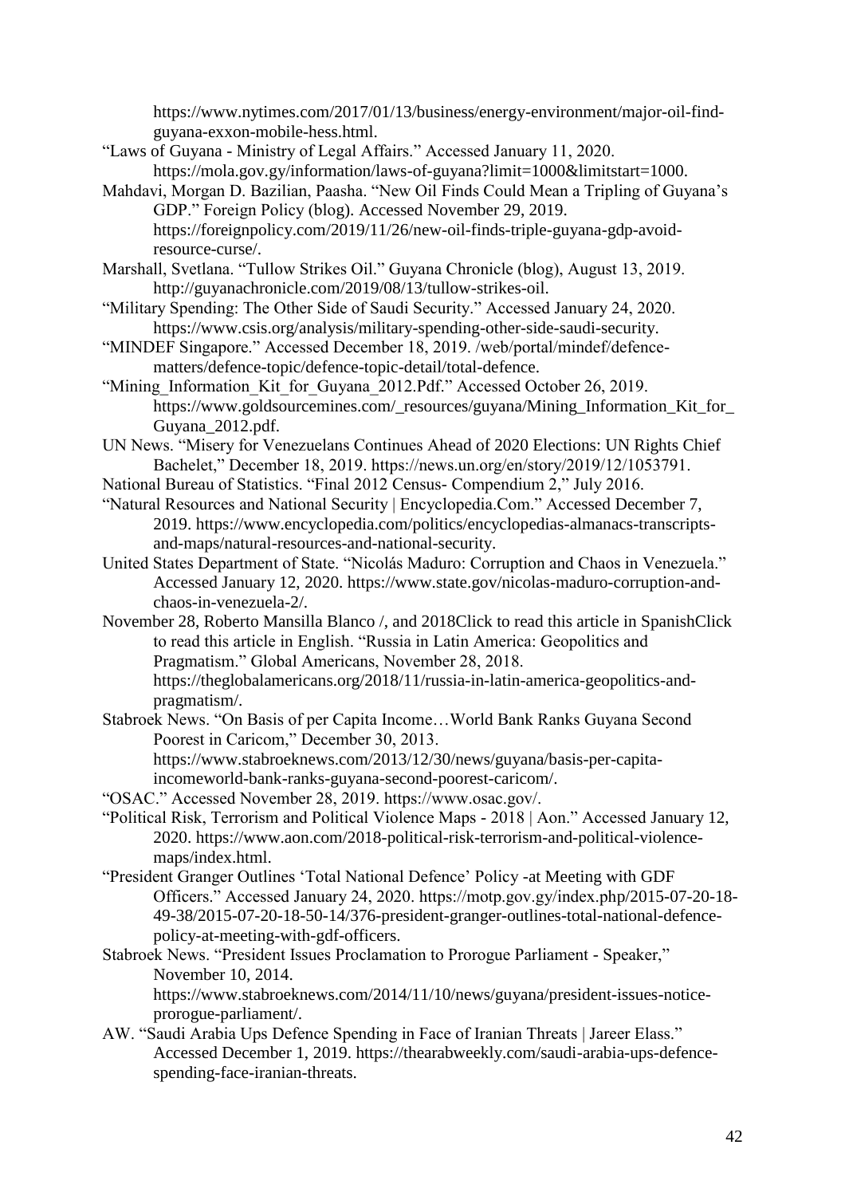https://www.nytimes.com/2017/01/13/business/energy-environment/major-oil-find-guyana-exxon-mobile-hess.html.

"Laws of Guyana - Ministry of Legal Affairs." Accessed January 11, 2020. https://mola.gov.gy/information/laws-of-guyana?limit=1000&limitstart=1000.

Mahdavi, Morgan D. Bazilian, Paasha. "New Oil Finds Could Mean a Tripling of Guyana's GDP." Foreign Policy (blog). Accessed November 29, 2019. https://foreignpolicy.com/2019/11/26/new-oil-finds-triple-guyana-gdp-avoid-resource-curse/.

Marshall, Svetlana. "Tullow Strikes Oil." Guyana Chronicle (blog), August 13, 2019. http://guyanachronicle.com/2019/08/13/tullow-strikes-oil.

"Military Spending: The Other Side of Saudi Security." Accessed January 24, 2020. https://www.csis.org/analysis/military-spending-other-side-saudi-security.

"MINDEF Singapore." Accessed December 18, 2019. /web/portal/mindef/defence-matters/defence-topic/defence-topic-detail/total-defence.

"Mining_Information_Kit_for_Guyana_2012.Pdf." Accessed October 26, 2019. https://www.goldsourcemines.com/_resources/guyana/Mining_Information_Kit_for_Guyana_2012.pdf.

UN News. "Misery for Venezuelans Continues Ahead of 2020 Elections: UN Rights Chief Bachelet," December 18, 2019. https://news.un.org/en/story/2019/12/1053791.

National Bureau of Statistics. "Final 2012 Census- Compendium 2," July 2016.

"Natural Resources and National Security | Encyclopedia.Com." Accessed December 7, 2019. https://www.encyclopedia.com/politics/encyclopedias-almanacs-transcripts-and-maps/natural-resources-and-national-security.

United States Department of State. "Nicolás Maduro: Corruption and Chaos in Venezuela." Accessed January 12, 2020. https://www.state.gov/nicolas-maduro-corruption-and-chaos-in-venezuela-2/.

November 28, Roberto Mansilla Blanco /, and 2018Click to read this article in SpanishClick to read this article in English. "Russia in Latin America: Geopolitics and Pragmatism." Global Americans, November 28, 2018. https://theglobalamericans.org/2018/11/russia-in-latin-america-geopolitics-and-pragmatism/.

Stabroek News. "On Basis of per Capita Income…World Bank Ranks Guyana Second Poorest in Caricom," December 30, 2013. https://www.stabroeknews.com/2013/12/30/news/guyana/basis-per-capita-incomeworld-bank-ranks-guyana-second-poorest-caricom/.

"OSAC." Accessed November 28, 2019. https://www.osac.gov/.

"Political Risk, Terrorism and Political Violence Maps - 2018 | Aon." Accessed January 12, 2020. https://www.aon.com/2018-political-risk-terrorism-and-political-violence-maps/index.html.

"President Granger Outlines 'Total National Defence' Policy -at Meeting with GDF Officers." Accessed January 24, 2020. https://motp.gov.gy/index.php/2015-07-20-18-49-38/2015-07-20-18-50-14/376-president-granger-outlines-total-national-defence-policy-at-meeting-with-gdf-officers.

Stabroek News. "President Issues Proclamation to Prorogue Parliament - Speaker," November 10, 2014. https://www.stabroeknews.com/2014/11/10/news/guyana/president-issues-notice-prorogue-parliament/.

AW. "Saudi Arabia Ups Defence Spending in Face of Iranian Threats | Jareer Elass." Accessed December 1, 2019. https://thearabweekly.com/saudi-arabia-ups-defence-spending-face-iranian-threats.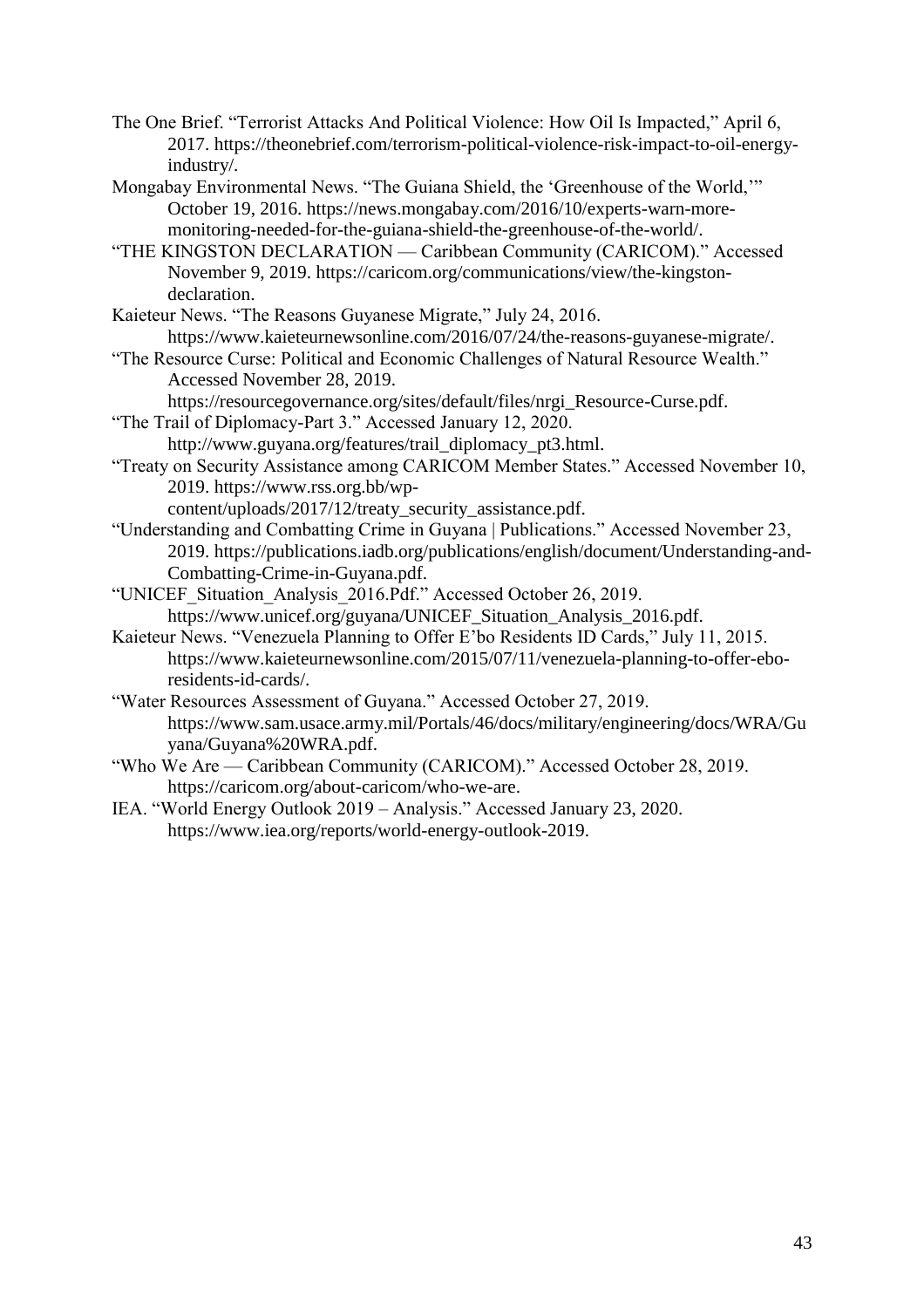The One Brief. "Terrorist Attacks And Political Violence: How Oil Is Impacted," April 6, 2017. https://theonebrief.com/terrorism-political-violence-risk-impact-to-oil-energy-industry/.

Mongabay Environmental News. "The Guiana Shield, the 'Greenhouse of the World,'" October 19, 2016. https://news.mongabay.com/2016/10/experts-warn-more-monitoring-needed-for-the-guiana-shield-the-greenhouse-of-the-world/.

"THE KINGSTON DECLARATION — Caribbean Community (CARICOM)." Accessed November 9, 2019. https://caricom.org/communications/view/the-kingston-declaration.

Kaieteur News. "The Reasons Guyanese Migrate," July 24, 2016. https://www.kaieteurnewsonline.com/2016/07/24/the-reasons-guyanese-migrate/.

"The Resource Curse: Political and Economic Challenges of Natural Resource Wealth." Accessed November 28, 2019. https://resourcegovernance.org/sites/default/files/nrgi_Resource-Curse.pdf.

"The Trail of Diplomacy-Part 3." Accessed January 12, 2020. http://www.guyana.org/features/trail_diplomacy_pt3.html.

"Treaty on Security Assistance among CARICOM Member States." Accessed November 10, 2019. https://www.rss.org.bb/wp-content/uploads/2017/12/treaty_security_assistance.pdf.

"Understanding and Combatting Crime in Guyana | Publications." Accessed November 23, 2019. https://publications.iadb.org/publications/english/document/Understanding-and-Combatting-Crime-in-Guyana.pdf.

"UNICEF_Situation_Analysis_2016.Pdf." Accessed October 26, 2019. https://www.unicef.org/guyana/UNICEF_Situation_Analysis_2016.pdf.

Kaieteur News. "Venezuela Planning to Offer E'bo Residents ID Cards," July 11, 2015. https://www.kaieteurnewsonline.com/2015/07/11/venezuela-planning-to-offer-ebo-residents-id-cards/.

"Water Resources Assessment of Guyana." Accessed October 27, 2019. https://www.sam.usace.army.mil/Portals/46/docs/military/engineering/docs/WRA/Guyana/Guyana%20WRA.pdf.

"Who We Are — Caribbean Community (CARICOM)." Accessed October 28, 2019. https://caricom.org/about-caricom/who-we-are.

IEA. "World Energy Outlook 2019 – Analysis." Accessed January 23, 2020. https://www.iea.org/reports/world-energy-outlook-2019.